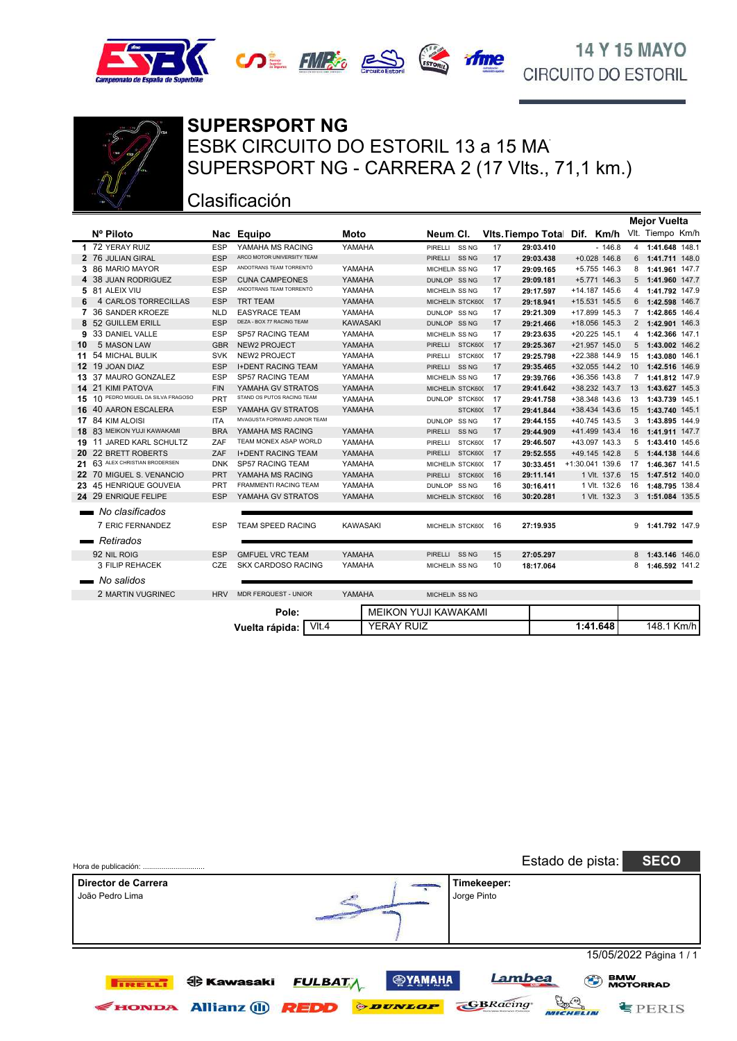14 Y 15 MAYO
CIRCUITO DO ESTORIL

# SUPERSPORT NG

## ESBK CIRCUITO DO ESTORIL 13 a 15 MA

## SUPERSPORT NG - CARRERA 2 (17 Vlts., 71,1 km.)

## Clasificación

| | Nº | Piloto | Nac | Equipo | Moto | Neum. | Cl. | Vlts. | Tiempo Total | Dif. | Km/h | Mejor Vuelta Vlt. | Tiempo | Km/h |
|---|---|---|---|---|---|---|---|---|---|---|---|---|---|---|
| 1 | 72 | YERAY RUIZ | ESP | YAMAHA MS RACING | YAMAHA | PIRELLI | SS NG | 17 | 29:03.410 | - | 146.8 | 4 | 1:41.648 | 148.1 |
| 2 | 76 | JULIAN GIRAL | ESP | ARCO MOTOR UNIVERSITY TEAM | | PIRELLI | SS NG | 17 | 29:03.438 | +0.028 | 146.8 | 6 | 1:41.711 | 148.0 |
| 3 | 86 | MARIO MAYOR | ESP | ANDOTRANS TEAM TORRENTÓ | YAMAHA | MICHELIN | SS NG | 17 | 29:09.165 | +5.755 | 146.3 | 8 | 1:41.961 | 147.7 |
| 4 | 38 | JUAN RODRIGUEZ | ESP | CUNA CAMPEONES | YAMAHA | DUNLOP | SS NG | 17 | 29:09.181 | +5.771 | 146.3 | 5 | 1:41.960 | 147.7 |
| 5 | 81 | ALEIX VIU | ESP | ANDOTRANS TEAM TORRENTÓ | YAMAHA | MICHELIN | SS NG | 17 | 29:17.597 | +14.187 | 145.6 | 4 | 1:41.792 | 147.9 |
| 6 | 4 | CARLOS TORRECILLAS | ESP | TRT TEAM | YAMAHA | MICHELIN | STCK600 | 17 | 29:18.941 | +15.531 | 145.5 | 6 | 1:42.598 | 146.7 |
| 7 | 36 | SANDER KROEZE | NLD | EASYRACE TEAM | YAMAHA | DUNLOP | SS NG | 17 | 29:21.309 | +17.899 | 145.3 | 7 | 1:42.865 | 146.4 |
| 8 | 52 | GUILLEM ERILL | ESP | DEZA - BOX 77 RACING TEAM | KAWASAKI | DUNLOP | SS NG | 17 | 29:21.466 | +18.056 | 145.3 | 2 | 1:42.901 | 146.3 |
| 9 | 33 | DANIEL VALLE | ESP | SP57 RACING TEAM | YAMAHA | MICHELIN | SS NG | 17 | 29:23.635 | +20.225 | 145.1 | 4 | 1:42.366 | 147.1 |
| 10 | 5 | MASON LAW | GBR | NEW2 PROJECT | YAMAHA | PIRELLI | STCK600 | 17 | 29:25.367 | +21.957 | 145.0 | 5 | 1:43.002 | 146.2 |
| 11 | 54 | MICHAL BULIK | SVK | NEW2 PROJECT | YAMAHA | PIRELLI | STCK600 | 17 | 29:25.798 | +22.388 | 144.9 | 15 | 1:43.080 | 146.1 |
| 12 | 19 | JOAN DIAZ | ESP | I+DENT RACING TEAM | YAMAHA | PIRELLI | SS NG | 17 | 29:35.465 | +32.055 | 144.2 | 10 | 1:42.516 | 146.9 |
| 13 | 37 | MAURO GONZALEZ | ESP | SP57 RACING TEAM | YAMAHA | MICHELIN | SS NG | 17 | 29:39.766 | +36.356 | 143.8 | 7 | 1:41.812 | 147.9 |
| 14 | 21 | KIMI PATOVA | FIN | YAMAHA GV STRATOS | YAMAHA | MICHELIN | STCK600 | 17 | 29:41.642 | +38.232 | 143.7 | 13 | 1:43.627 | 145.3 |
| 15 | 10 | PEDRO MIGUEL DA SILVA FRAGOSO | PRT | STAND OS PUTOS RACING TEAM | YAMAHA | DUNLOP | STCK600 | 17 | 29:41.758 | +38.348 | 143.6 | 13 | 1:43.739 | 145.1 |
| 16 | 40 | AARON ESCALERA | ESP | YAMAHA GV STRATOS | YAMAHA | | STCK600 | 17 | 29:41.844 | +38.434 | 143.6 | 15 | 1:43.740 | 145.1 |
| 17 | 84 | KIM ALOISI | ITA | MVAGUSTA FORWARD JUNIOR TEAM | | DUNLOP | SS NG | 17 | 29:44.155 | +40.745 | 143.5 | 3 | 1:43.895 | 144.9 |
| 18 | 83 | MEIKON YUJI KAWAKAMI | BRA | YAMAHA MS RACING | YAMAHA | PIRELLI | SS NG | 17 | 29:44.909 | +41.499 | 143.4 | 16 | 1:41.911 | 147.7 |
| 19 | 11 | JARED KARL SCHULTZ | ZAF | TEAM MONEX ASAP WORLD | YAMAHA | PIRELLI | STCK600 | 17 | 29:46.507 | +43.097 | 143.3 | 5 | 1:43.410 | 145.6 |
| 20 | 22 | BRETT ROBERTS | ZAF | I+DENT RACING TEAM | YAMAHA | PIRELLI | STCK600 | 17 | 29:52.555 | +49.145 | 142.8 | 5 | 1:44.138 | 144.6 |
| 21 | 63 | ALEX CHRISTIAN BRODERSEN | DNK | SP57 RACING TEAM | YAMAHA | MICHELIN | STCK600 | 17 | 30:33.451 | +1:30.041 | 139.6 | 17 | 1:46.367 | 141.5 |
| 22 | 70 | MIGUEL S. VENANCIO | PRT | YAMAHA MS RACING | YAMAHA | PIRELLI | STCK600 | 16 | 29:11.141 | 1 Vlt. | 137.6 | 15 | 1:47.512 | 140.0 |
| 23 | 45 | HENRIQUE GOUVEIA | PRT | FRAMMENTI RACING TEAM | YAMAHA | DUNLOP | SS NG | 16 | 30:16.411 | 1 Vlt. | 132.6 | 16 | 1:48.795 | 138.4 |
| 24 | 29 | ENRIQUE FELIPE | ESP | YAMAHA GV STRATOS | YAMAHA | MICHELIN | STCK600 | 16 | 30:20.281 | 1 Vlt. | 132.3 | 3 | 1:51.084 | 135.5 |
| | | *No clasificados* | | | | | | | | | | | | |
| | 7 | ERIC FERNANDEZ | ESP | TEAM SPEED RACING | KAWASAKI | MICHELIN | STCK600 | 16 | 27:19.935 | | | 9 | 1:41.792 | 147.9 |
| | | *Retirados* | | | | | | | | | | | | |
| | 92 | NIL ROIG | ESP | GMFUEL VRC TEAM | YAMAHA | PIRELLI | SS NG | 15 | 27:05.297 | | | 8 | 1:43.146 | 146.0 |
| | 3 | FILIP REHACEK | CZE | SKX CARDOSO RACING | YAMAHA | MICHELIN | SS NG | 10 | 18:17.064 | | | 8 | 1:46.592 | 141.2 |
| | | *No salidos* | | | | | | | | | | | | |
| | 2 | MARTIN VUGRINEC | HRV | MDR FERQUEST - UNIOR | YAMAHA | MICHELIN | SS NG | | | | | | | |

| | | | | |
|---|---|---|---|---|
| **Pole:** | | MEIKON YUJI KAWAKAMI | | |
| **Vuelta rápida:** | Vlt.4 | YERAY RUIZ | 1:41.648 | 148.1 Km/h |

Hora de publicación: ..............................

Estado de pista: **SECO**

| **Director de Carrera** | **Timekeeper:** |
|---|---|
| João Pedro Lima | Jorge Pinto |

15/05/2022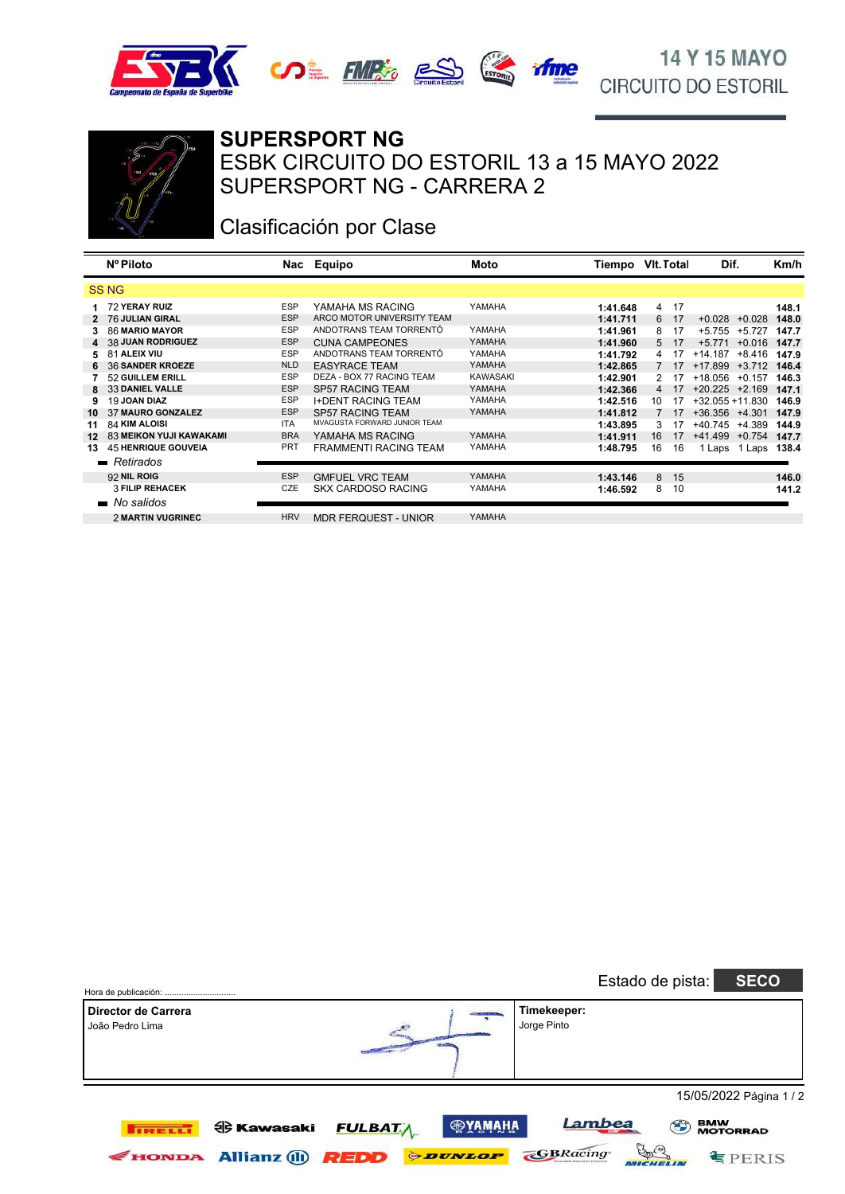14 Y 15 MAYO
CIRCUITO DO ESTORIL

# SUPERSPORT NG

## ESBK CIRCUITO DO ESTORIL 13 a 15 MAYO 2022
## SUPERSPORT NG - CARRERA 2

### Clasificación por Clase

| | Nº | Piloto | Nac | Equipo | Moto | Tiempo | Vlt. | Total | Dif. | | Km/h |
|---|---|---|---|---|---|---|---|---|---|---|---|
| **SS NG** | | | | | | | | | | | |
| 1 | 72 | **YERAY RUIZ** | ESP | YAMAHA MS RACING | YAMAHA | **1:41.648** | 4 | 17 | | | **148.1** |
| 2 | 76 | **JULIAN GIRAL** | ESP | ARCO MOTOR UNIVERSITY TEAM | | **1:41.711** | 6 | 17 | +0.028 | +0.028 | **148.0** |
| 3 | 86 | **MARIO MAYOR** | ESP | ANDOTRANS TEAM TORRENTÓ | YAMAHA | **1:41.961** | 8 | 17 | +5.755 | +5.727 | **147.7** |
| 4 | 38 | **JUAN RODRIGUEZ** | ESP | CUNA CAMPEONES | YAMAHA | **1:41.960** | 5 | 17 | +5.771 | +0.016 | **147.7** |
| 5 | 81 | **ALEIX VIU** | ESP | ANDOTRANS TEAM TORRENTÓ | YAMAHA | **1:41.792** | 4 | 17 | +14.187 | +8.416 | **147.9** |
| 6 | 36 | **SANDER KROEZE** | NLD | EASYRACE TEAM | YAMAHA | **1:42.865** | 7 | 17 | +17.899 | +3.712 | **146.4** |
| 7 | 52 | **GUILLEM ERILL** | ESP | DEZA - BOX 77 RACING TEAM | KAWASAKI | **1:42.901** | 2 | 17 | +18.056 | +0.157 | **146.3** |
| 8 | 33 | **DANIEL VALLE** | ESP | SP57 RACING TEAM | YAMAHA | **1:42.366** | 4 | 17 | +20.225 | +2.169 | **147.1** |
| 9 | 19 | **JOAN DIAZ** | ESP | I+DENT RACING TEAM | YAMAHA | **1:42.516** | 10 | 17 | +32.055 | +11.830 | **146.9** |
| 10 | 37 | **MAURO GONZALEZ** | ESP | SP57 RACING TEAM | YAMAHA | **1:41.812** | 7 | 17 | +36.356 | +4.301 | **147.9** |
| 11 | 84 | **KIM ALOISI** | ITA | MVAGUSTA FORWARD JUNIOR TEAM | | **1:43.895** | 3 | 17 | +40.745 | +4.389 | **144.9** |
| 12 | 83 | **MEIKON YUJI KAWAKAMI** | BRA | YAMAHA MS RACING | YAMAHA | **1:41.911** | 16 | 17 | +41.499 | +0.754 | **147.7** |
| 13 | 45 | **HENRIQUE GOUVEIA** | PRT | FRAMMENTI RACING TEAM | YAMAHA | **1:48.795** | 16 | 16 | 1 Laps | 1 Laps | **138.4** |
| *Retirados* | | | | | | | | | | | |
| | 92 | **NIL ROIG** | ESP | GMFUEL VRC TEAM | YAMAHA | **1:43.146** | 8 | 15 | | | **146.0** |
| | 3 | **FILIP REHACEK** | CZE | SKX CARDOSO RACING | YAMAHA | **1:46.592** | 8 | 10 | | | **141.2** |
| *No salidos* | | | | | | | | | | | |
| | 2 | **MARTIN VUGRINEC** | HRV | MDR FERQUEST - UNIOR | YAMAHA | | | | | | |

Hora de publicación: ............................

Estado de pista: **SECO**

| Director de Carrera | Timekeeper: |
|---|---|
| João Pedro Lima | Jorge Pinto |

15/05/2022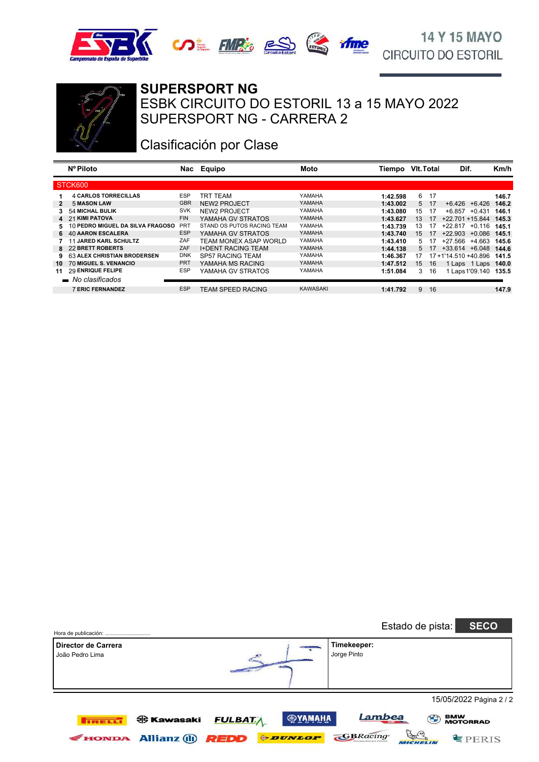14 Y 15 MAYO
CIRCUITO DO ESTORIL

# SUPERSPORT NG

ESBK CIRCUITO DO ESTORIL 13 a 15 MAYO 2022
SUPERSPORT NG - CARRERA 2

## Clasificación por Clase

| | Nº | Piloto | Nac | Equipo | Moto | Tiempo | Vlt. | Total | Dif. | | Km/h |
|---|---|---|---|---|---|---|---|---|---|---|---|
| **STCK600** | | | | | | | | | | | |
| 1 | 4 | CARLOS TORRECILLAS | ESP | TRT TEAM | YAMAHA | 1:42.598 | 6 | 17 | | | 146.7 |
| 2 | 5 | MASON LAW | GBR | NEW2 PROJECT | YAMAHA | 1:43.002 | 5 | 17 | +6.426 | +6.426 | 146.2 |
| 3 | 54 | MICHAL BULIK | SVK | NEW2 PROJECT | YAMAHA | 1:43.080 | 15 | 17 | +6.857 | +0.431 | 146.1 |
| 4 | 21 | KIMI PATOVA | FIN | YAMAHA GV STRATOS | YAMAHA | 1:43.627 | 13 | 17 | +22.701 | +15.844 | 145.3 |
| 5 | 10 | PEDRO MIGUEL DA SILVA FRAGOSO | PRT | STAND OS PUTOS RACING TEAM | YAMAHA | 1:43.739 | 13 | 17 | +22.817 | +0.116 | 145.1 |
| 6 | 40 | AARON ESCALERA | ESP | YAMAHA GV STRATOS | YAMAHA | 1:43.740 | 15 | 17 | +22.903 | +0.086 | 145.1 |
| 7 | 11 | JARED KARL SCHULTZ | ZAF | TEAM MONEX ASAP WORLD | YAMAHA | 1:43.410 | 5 | 17 | +27.566 | +4.663 | 145.6 |
| 8 | 22 | BRETT ROBERTS | ZAF | I+DENT RACING TEAM | YAMAHA | 1:44.138 | 5 | 17 | +33.614 | +6.048 | 144.6 |
| 9 | 63 | ALEX CHRISTIAN BRODERSEN | DNK | SP57 RACING TEAM | YAMAHA | 1:46.367 | 17 | 17 | +1'14.510 | +40.896 | 141.5 |
| 10 | 70 | MIGUEL S. VENANCIO | PRT | YAMAHA MS RACING | YAMAHA | 1:47.512 | 15 | 16 | 1 Laps | 1 Laps | 140.0 |
| 11 | 29 | ENRIQUE FELIPE | ESP | YAMAHA GV STRATOS | YAMAHA | 1:51.084 | 3 | 16 | 1 Laps | 1'09.140 | 135.5 |
| *No clasificados* | | | | | | | | | | | |
| | 7 | ERIC FERNANDEZ | ESP | TEAM SPEED RACING | KAWASAKI | 1:41.792 | 9 | 16 | | | 147.9 |

Hora de publicación: .............................

Estado de pista: **SECO**

| Director de Carrera | Timekeeper: |
|---|---|
| João Pedro Lima | Jorge Pinto |

15/05/2022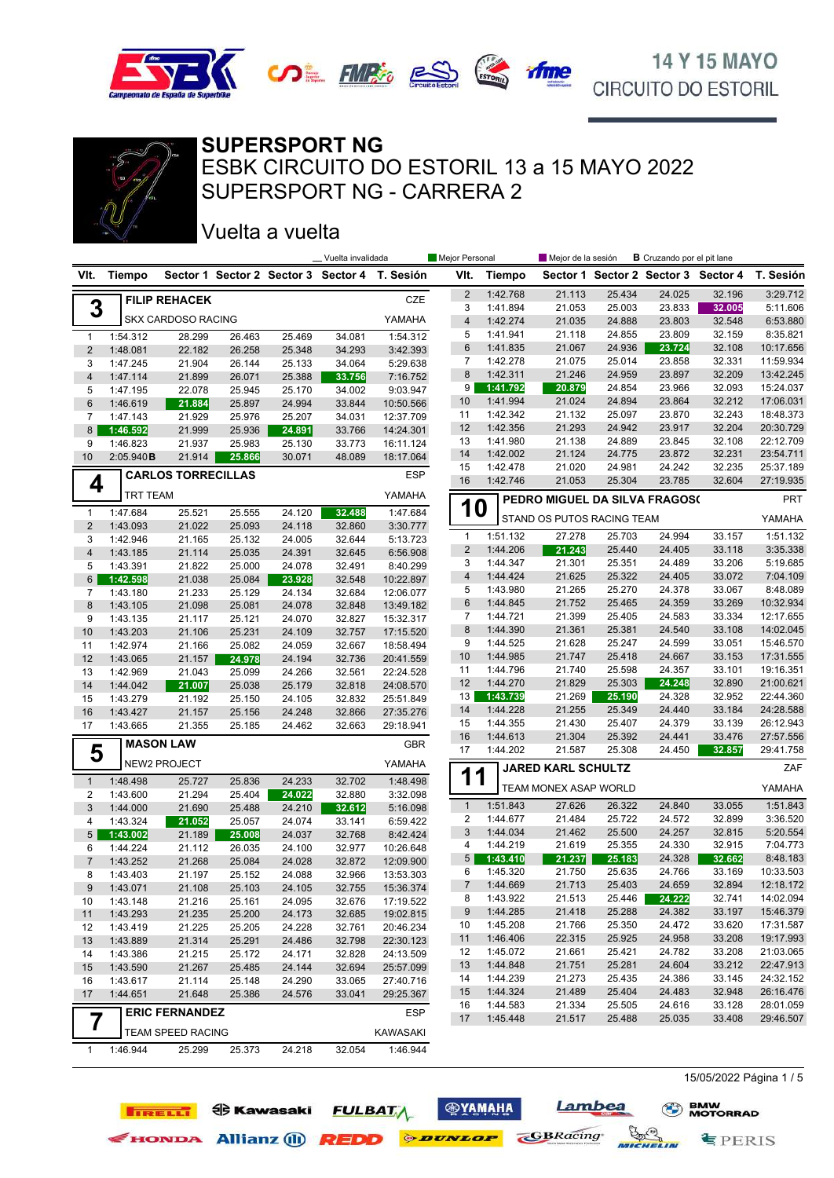# SUPERSPORT NG

## ESBK CIRCUITO DO ESTORIL 13 a 15 MAYO 2022

## SUPERSPORT NG - CARRERA 2

## Vuelta a vuelta

_ Vuelta invalidada | Mejor Personal | Mejor de la sesión | **B** Cruzando por el pit lane

### 3 FILIP REHACEK — CZE — SKX CARDOSO RACING — YAMAHA

| Vlt. | Tiempo | Sector 1 | Sector 2 | Sector 3 | Sector 4 | T. Sesión |
|---|---|---|---|---|---|---|
| 1 | 1:54.312 | 28.299 | 26.463 | 25.469 | 34.081 | 1:54.312 |
| 2 | 1:48.081 | 22.182 | 26.258 | 25.348 | 34.293 | 3:42.393 |
| 3 | 1:47.245 | 21.904 | 26.144 | 25.133 | 34.064 | 5:29.638 |
| 4 | 1:47.114 | 21.899 | 26.071 | 25.388 | 33.756 | 7:16.752 |
| 5 | 1:47.195 | 22.078 | 25.945 | 25.170 | 34.002 | 9:03.947 |
| 6 | 1:46.619 | 21.884 | 25.897 | 24.994 | 33.844 | 10:50.566 |
| 7 | 1:47.143 | 21.929 | 25.976 | 25.207 | 34.031 | 12:37.709 |
| 8 | 1:46.592 | 21.999 | 25.936 | 24.891 | 33.766 | 14:24.301 |
| 9 | 1:46.823 | 21.937 | 25.983 | 25.130 | 33.773 | 16:11.124 |
| 10 | 2:05.940 B | 21.914 | 25.866 | 30.071 | 48.089 | 18:17.064 |

### 4 CARLOS TORRECILLAS — ESP — TRT TEAM — YAMAHA

| Vlt. | Tiempo | Sector 1 | Sector 2 | Sector 3 | Sector 4 | T. Sesión |
|---|---|---|---|---|---|---|
| 1 | 1:47.684 | 25.521 | 25.555 | 24.120 | 32.488 | 1:47.684 |
| 2 | 1:43.093 | 21.022 | 25.093 | 24.118 | 32.860 | 3:30.777 |
| 3 | 1:42.946 | 21.165 | 25.132 | 24.005 | 32.644 | 5:13.723 |
| 4 | 1:43.185 | 21.114 | 25.035 | 24.391 | 32.645 | 6:56.908 |
| 5 | 1:43.391 | 21.822 | 25.000 | 24.078 | 32.491 | 8:40.299 |
| 6 | 1:42.598 | 21.038 | 25.084 | 23.928 | 32.548 | 10:22.897 |
| 7 | 1:43.180 | 21.233 | 25.129 | 24.134 | 32.684 | 12:06.077 |
| 8 | 1:43.105 | 21.098 | 25.081 | 24.078 | 32.848 | 13:49.182 |
| 9 | 1:43.135 | 21.117 | 25.121 | 24.070 | 32.827 | 15:32.317 |
| 10 | 1:43.203 | 21.106 | 25.231 | 24.109 | 32.757 | 17:15.520 |
| 11 | 1:42.974 | 21.166 | 25.082 | 24.059 | 32.667 | 18:58.494 |
| 12 | 1:43.065 | 21.157 | 24.978 | 24.194 | 32.736 | 20:41.559 |
| 13 | 1:42.969 | 21.043 | 25.099 | 24.266 | 32.561 | 22:24.528 |
| 14 | 1:44.042 | 21.007 | 25.038 | 25.179 | 32.818 | 24:08.570 |
| 15 | 1:43.279 | 21.192 | 25.150 | 24.105 | 32.832 | 25:51.849 |
| 16 | 1:43.427 | 21.157 | 25.156 | 24.248 | 32.866 | 27:35.276 |
| 17 | 1:43.665 | 21.355 | 25.185 | 24.462 | 32.663 | 29:18.941 |

### 5 MASON LAW — GBR — NEW2 PROJECT — YAMAHA

| Vlt. | Tiempo | Sector 1 | Sector 2 | Sector 3 | Sector 4 | T. Sesión |
|---|---|---|---|---|---|---|
| 1 | 1:48.498 | 25.727 | 25.836 | 24.233 | 32.702 | 1:48.498 |
| 2 | 1:43.600 | 21.294 | 25.404 | 24.022 | 32.880 | 3:32.098 |
| 3 | 1:44.000 | 21.690 | 25.488 | 24.210 | 32.612 | 5:16.098 |
| 4 | 1:43.324 | 21.052 | 25.057 | 24.074 | 33.141 | 6:59.422 |
| 5 | 1:43.002 | 21.189 | 25.008 | 24.037 | 32.768 | 8:42.424 |
| 6 | 1:44.224 | 21.112 | 26.035 | 24.100 | 32.977 | 10:26.648 |
| 7 | 1:43.252 | 21.268 | 25.084 | 24.028 | 32.872 | 12:09.900 |
| 8 | 1:43.403 | 21.197 | 25.152 | 24.088 | 32.966 | 13:53.303 |
| 9 | 1:43.071 | 21.108 | 25.103 | 24.105 | 32.755 | 15:36.374 |
| 10 | 1:43.148 | 21.216 | 25.161 | 24.095 | 32.676 | 17:19.522 |
| 11 | 1:43.293 | 21.235 | 25.200 | 24.173 | 32.685 | 19:02.815 |
| 12 | 1:43.419 | 21.225 | 25.205 | 24.228 | 32.761 | 20:46.234 |
| 13 | 1:43.889 | 21.314 | 25.291 | 24.486 | 32.798 | 22:30.123 |
| 14 | 1:43.386 | 21.215 | 25.172 | 24.171 | 32.828 | 24:13.509 |
| 15 | 1:43.590 | 21.267 | 25.485 | 24.144 | 32.694 | 25:57.099 |
| 16 | 1:43.617 | 21.114 | 25.148 | 24.290 | 33.065 | 27:40.716 |
| 17 | 1:44.651 | 21.648 | 25.386 | 24.576 | 33.041 | 29:25.367 |

### 7 ERIC FERNANDEZ — ESP — TEAM SPEED RACING — KAWASAKI

| Vlt. | Tiempo | Sector 1 | Sector 2 | Sector 3 | Sector 4 | T. Sesión |
|---|---|---|---|---|---|---|
| 1 | 1:46.944 | 25.299 | 25.373 | 24.218 | 32.054 | 1:46.944 |
| 2 | 1:42.768 | 21.113 | 25.434 | 24.025 | 32.196 | 3:29.712 |
| 3 | 1:41.894 | 21.053 | 25.003 | 23.833 | 32.005 | 5:11.606 |
| 4 | 1:42.274 | 21.035 | 24.888 | 23.803 | 32.548 | 6:53.880 |
| 5 | 1:41.941 | 21.118 | 24.855 | 23.809 | 32.159 | 8:35.821 |
| 6 | 1:41.835 | 21.067 | 24.936 | 23.724 | 32.108 | 10:17.656 |
| 7 | 1:42.278 | 21.075 | 25.014 | 23.858 | 32.331 | 11:59.934 |
| 8 | 1:42.311 | 21.246 | 24.959 | 23.897 | 32.209 | 13:42.245 |
| 9 | 1:41.792 | 20.879 | 24.854 | 23.966 | 32.093 | 15:24.037 |
| 10 | 1:41.994 | 21.024 | 24.894 | 23.864 | 32.212 | 17:06.031 |
| 11 | 1:42.342 | 21.132 | 25.097 | 23.870 | 32.243 | 18:48.373 |
| 12 | 1:42.356 | 21.293 | 24.942 | 23.917 | 32.204 | 20:30.729 |
| 13 | 1:41.980 | 21.138 | 24.889 | 23.845 | 32.108 | 22:12.709 |
| 14 | 1:42.002 | 21.124 | 24.775 | 23.872 | 32.231 | 23:54.711 |
| 15 | 1:42.478 | 21.020 | 24.981 | 24.242 | 32.235 | 25:37.189 |
| 16 | 1:42.746 | 21.053 | 25.304 | 23.785 | 32.604 | 27:19.935 |

### 10 PEDRO MIGUEL DA SILVA FRAGOS( — PRT — STAND OS PUTOS RACING TEAM — YAMAHA

| Vlt. | Tiempo | Sector 1 | Sector 2 | Sector 3 | Sector 4 | T. Sesión |
|---|---|---|---|---|---|---|
| 1 | 1:51.132 | 27.278 | 25.703 | 24.994 | 33.157 | 1:51.132 |
| 2 | 1:44.206 | 21.243 | 25.440 | 24.405 | 33.118 | 3:35.338 |
| 3 | 1:44.347 | 21.301 | 25.351 | 24.489 | 33.206 | 5:19.685 |
| 4 | 1:44.424 | 21.625 | 25.322 | 24.405 | 33.072 | 7:04.109 |
| 5 | 1:43.980 | 21.265 | 25.270 | 24.378 | 33.067 | 8:48.089 |
| 6 | 1:44.845 | 21.752 | 25.465 | 24.359 | 33.269 | 10:32.934 |
| 7 | 1:44.721 | 21.399 | 25.405 | 24.583 | 33.334 | 12:17.655 |
| 8 | 1:44.390 | 21.361 | 25.381 | 24.540 | 33.108 | 14:02.045 |
| 9 | 1:44.525 | 21.628 | 25.247 | 24.599 | 33.051 | 15:46.570 |
| 10 | 1:44.985 | 21.747 | 25.418 | 24.667 | 33.153 | 17:31.555 |
| 11 | 1:44.796 | 21.740 | 25.598 | 24.357 | 33.101 | 19:16.351 |
| 12 | 1:44.270 | 21.829 | 25.303 | 24.248 | 32.890 | 21:00.621 |
| 13 | 1:43.739 | 21.269 | 25.190 | 24.328 | 32.952 | 22:44.360 |
| 14 | 1:44.228 | 21.255 | 25.349 | 24.440 | 33.184 | 24:28.588 |
| 15 | 1:44.355 | 21.430 | 25.407 | 24.379 | 33.139 | 26:12.943 |
| 16 | 1:44.613 | 21.304 | 25.392 | 24.441 | 33.476 | 27:57.556 |
| 17 | 1:44.202 | 21.587 | 25.308 | 24.450 | 32.857 | 29:41.758 |

### 11 JARED KARL SCHULTZ — ZAF — TEAM MONEX ASAP WORLD — YAMAHA

| Vlt. | Tiempo | Sector 1 | Sector 2 | Sector 3 | Sector 4 | T. Sesión |
|---|---|---|---|---|---|---|
| 1 | 1:51.843 | 27.626 | 26.322 | 24.840 | 33.055 | 1:51.843 |
| 2 | 1:44.677 | 21.484 | 25.722 | 24.572 | 32.899 | 3:36.520 |
| 3 | 1:44.034 | 21.462 | 25.500 | 24.257 | 32.815 | 5:20.554 |
| 4 | 1:44.219 | 21.619 | 25.355 | 24.330 | 32.915 | 7:04.773 |
| 5 | 1:43.410 | 21.237 | 25.183 | 24.328 | 32.662 | 8:48.183 |
| 6 | 1:45.320 | 21.750 | 25.635 | 24.766 | 33.169 | 10:33.503 |
| 7 | 1:44.669 | 21.713 | 25.403 | 24.659 | 32.894 | 12:18.172 |
| 8 | 1:43.922 | 21.513 | 25.446 | 24.222 | 32.741 | 14:02.094 |
| 9 | 1:44.285 | 21.418 | 25.288 | 24.382 | 33.197 | 15:46.379 |
| 10 | 1:45.208 | 21.766 | 25.350 | 24.472 | 33.620 | 17:31.587 |
| 11 | 1:46.406 | 22.315 | 25.925 | 24.958 | 33.208 | 19:17.993 |
| 12 | 1:45.072 | 21.661 | 25.421 | 24.782 | 33.208 | 21:03.065 |
| 13 | 1:44.848 | 21.751 | 25.281 | 24.604 | 33.212 | 22:47.913 |
| 14 | 1:44.239 | 21.273 | 25.435 | 24.386 | 33.145 | 24:32.152 |
| 15 | 1:44.324 | 21.489 | 25.404 | 24.483 | 32.948 | 26:16.476 |
| 16 | 1:44.583 | 21.334 | 25.505 | 24.616 | 33.128 | 28:01.059 |
| 17 | 1:45.448 | 21.517 | 25.488 | 25.035 | 33.408 | 29:46.507 |

15/05/2022 Página 1 / 5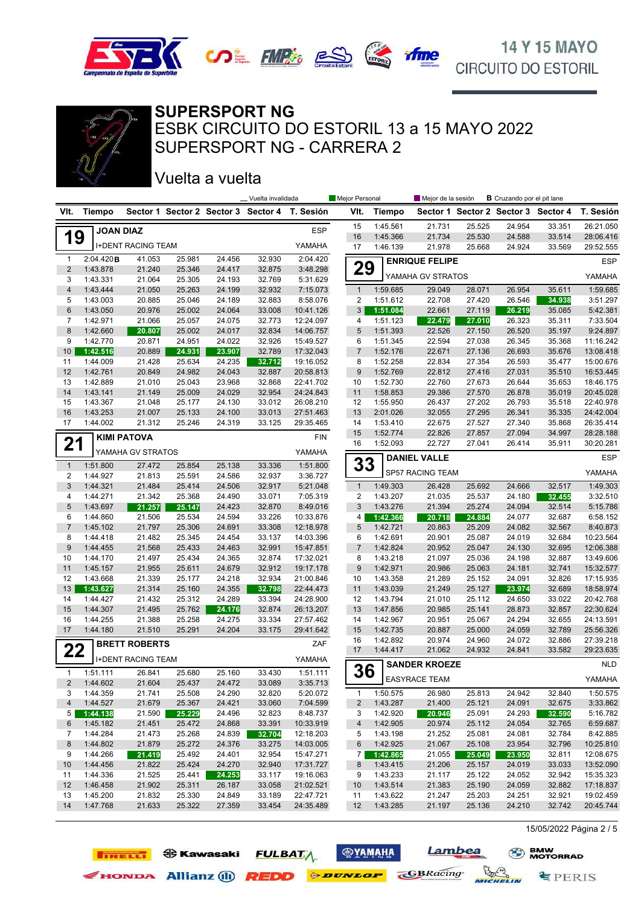# SUPERSPORT NG

ESBK CIRCUITO DO ESTORIL 13 a 15 MAYO 2022

SUPERSPORT NG - CARRERA 2

## Vuelta a vuelta

14 Y 15 MAYO — CIRCUITO DO ESTORIL

_ Vuelta invalidada | Mejor Personal | Mejor de la sesión | B Cruzando por el pit lane

### 19 JOAN DIAZ — ESP — I+DENT RACING TEAM — YAMAHA

| Vlt. | Tiempo | Sector 1 | Sector 2 | Sector 3 | Sector 4 | T. Sesión |
|---|---|---|---|---|---|---|
| 1 | 2:04.420 B | 41.053 | 25.981 | 24.456 | 32.930 | 2:04.420 |
| 2 | 1:43.878 | 21.240 | 25.346 | 24.417 | 32.875 | 3:48.298 |
| 3 | 1:43.331 | 21.064 | 25.305 | 24.193 | 32.769 | 5:31.629 |
| 4 | 1:43.444 | 21.050 | 25.263 | 24.199 | 32.932 | 7:15.073 |
| 5 | 1:43.003 | 20.885 | 25.046 | 24.189 | 32.883 | 8:58.076 |
| 6 | 1:43.050 | 20.976 | 25.002 | 24.064 | 33.008 | 10:41.126 |
| 7 | 1:42.971 | 21.066 | 25.057 | 24.075 | 32.773 | 12:24.097 |
| 8 | 1:42.660 | 20.807 | 25.002 | 24.017 | 32.834 | 14:06.757 |
| 9 | 1:42.770 | 20.871 | 24.951 | 24.022 | 32.926 | 15:49.527 |
| 10 | 1:42.516 | 20.889 | 24.931 | 23.907 | 32.789 | 17:32.043 |
| 11 | 1:44.009 | 21.428 | 25.634 | 24.235 | 32.712 | 19:16.052 |
| 12 | 1:42.761 | 20.849 | 24.982 | 24.043 | 32.887 | 20:58.813 |
| 13 | 1:42.889 | 21.010 | 25.043 | 23.968 | 32.868 | 22:41.702 |
| 14 | 1:43.141 | 21.149 | 25.009 | 24.029 | 32.954 | 24:24.843 |
| 15 | 1:43.367 | 21.048 | 25.177 | 24.130 | 33.012 | 26:08.210 |
| 16 | 1:43.253 | 21.007 | 25.133 | 24.100 | 33.013 | 27:51.463 |
| 17 | 1:44.002 | 21.312 | 25.246 | 24.319 | 33.125 | 29:35.465 |

### 21 KIMI PATOVA — FIN — YAMAHA GV STRATOS — YAMAHA

| Vlt. | Tiempo | Sector 1 | Sector 2 | Sector 3 | Sector 4 | T. Sesión |
|---|---|---|---|---|---|---|
| 1 | 1:51.800 | 27.472 | 25.854 | 25.138 | 33.336 | 1:51.800 |
| 2 | 1:44.927 | 21.813 | 25.591 | 24.586 | 32.937 | 3:36.727 |
| 3 | 1:44.321 | 21.484 | 25.414 | 24.506 | 32.917 | 5:21.048 |
| 4 | 1:44.271 | 21.342 | 25.368 | 24.490 | 33.071 | 7:05.319 |
| 5 | 1:43.697 | 21.257 | 25.147 | 24.423 | 32.870 | 8:49.016 |
| 6 | 1:44.860 | 21.506 | 25.534 | 24.594 | 33.226 | 10:33.876 |
| 7 | 1:45.102 | 21.797 | 25.306 | 24.691 | 33.308 | 12:18.978 |
| 8 | 1:44.418 | 21.482 | 25.345 | 24.454 | 33.137 | 14:03.396 |
| 9 | 1:44.455 | 21.568 | 25.433 | 24.463 | 32.991 | 15:47.851 |
| 10 | 1:44.170 | 21.497 | 25.434 | 24.365 | 32.874 | 17:32.021 |
| 11 | 1:45.157 | 21.955 | 25.611 | 24.679 | 32.912 | 19:17.178 |
| 12 | 1:43.668 | 21.339 | 25.177 | 24.218 | 32.934 | 21:00.846 |
| 13 | 1:43.627 | 21.314 | 25.160 | 24.355 | 32.798 | 22:44.473 |
| 14 | 1:44.427 | 21.432 | 25.312 | 24.289 | 33.394 | 24:28.900 |
| 15 | 1:44.307 | 21.495 | 25.762 | 24.176 | 32.874 | 26:13.207 |
| 16 | 1:44.255 | 21.388 | 25.258 | 24.275 | 33.334 | 27:57.462 |
| 17 | 1:44.180 | 21.510 | 25.291 | 24.204 | 33.175 | 29:41.642 |

### 22 BRETT ROBERTS — ZAF — I+DENT RACING TEAM — YAMAHA

| Vlt. | Tiempo | Sector 1 | Sector 2 | Sector 3 | Sector 4 | T. Sesión |
|---|---|---|---|---|---|---|
| 1 | 1:51.111 | 26.841 | 25.680 | 25.160 | 33.430 | 1:51.111 |
| 2 | 1:44.602 | 21.604 | 25.437 | 24.472 | 33.089 | 3:35.713 |
| 3 | 1:44.359 | 21.741 | 25.508 | 24.290 | 32.820 | 5:20.072 |
| 4 | 1:44.527 | 21.679 | 25.367 | 24.421 | 33.060 | 7:04.599 |
| 5 | 1:44.138 | 21.590 | 25.229 | 24.496 | 32.823 | 8:48.737 |
| 6 | 1:45.182 | 21.451 | 25.472 | 24.868 | 33.391 | 10:33.919 |
| 7 | 1:44.284 | 21.473 | 25.268 | 24.839 | 32.704 | 12:18.203 |
| 8 | 1:44.802 | 21.879 | 25.272 | 24.376 | 33.275 | 14:03.005 |
| 9 | 1:44.266 | 21.419 | 25.492 | 24.401 | 32.954 | 15:47.271 |
| 10 | 1:44.456 | 21.822 | 25.424 | 24.270 | 32.940 | 17:31.727 |
| 11 | 1:44.336 | 21.525 | 25.441 | 24.253 | 33.117 | 19:16.063 |
| 12 | 1:46.458 | 21.902 | 25.311 | 26.187 | 33.058 | 21:02.521 |
| 13 | 1:45.200 | 21.832 | 25.330 | 24.849 | 33.189 | 22:47.721 |
| 14 | 1:47.768 | 21.633 | 25.322 | 27.359 | 33.454 | 24:35.489 |
| 15 | 1:45.561 | 21.731 | 25.525 | 24.954 | 33.351 | 26:21.050 |
| 16 | 1:45.366 | 21.734 | 25.530 | 24.588 | 33.514 | 28:06.416 |
| 17 | 1:46.139 | 21.978 | 25.668 | 24.924 | 33.569 | 29:52.555 |

### 29 ENRIQUE FELIPE — ESP — YAMAHA GV STRATOS — YAMAHA

| Vlt. | Tiempo | Sector 1 | Sector 2 | Sector 3 | Sector 4 | T. Sesión |
|---|---|---|---|---|---|---|
| 1 | 1:59.685 | 29.049 | 28.071 | 26.954 | 35.611 | 1:59.685 |
| 2 | 1:51.612 | 22.708 | 27.420 | 26.546 | 34.938 | 3:51.297 |
| 3 | 1:51.084 | 22.661 | 27.119 | 26.219 | 35.085 | 5:42.381 |
| 4 | 1:51.123 | 22.479 | 27.010 | 26.323 | 35.311 | 7:33.504 |
| 5 | 1:51.393 | 22.526 | 27.150 | 26.520 | 35.197 | 9:24.897 |
| 6 | 1:51.345 | 22.594 | 27.038 | 26.345 | 35.368 | 11:16.242 |
| 7 | 1:52.176 | 22.671 | 27.136 | 26.693 | 35.676 | 13:08.418 |
| 8 | 1:52.258 | 22.834 | 27.354 | 26.593 | 35.477 | 15:00.676 |
| 9 | 1:52.769 | 22.812 | 27.416 | 27.031 | 35.510 | 16:53.445 |
| 10 | 1:52.730 | 22.760 | 27.673 | 26.644 | 35.653 | 18:46.175 |
| 11 | 1:58.853 | 29.386 | 27.570 | 26.878 | 35.019 | 20:45.028 |
| 12 | 1:55.950 | 26.437 | 27.202 | 26.793 | 35.518 | 22:40.978 |
| 13 | 2:01.026 | 32.055 | 27.295 | 26.341 | 35.335 | 24:42.004 |
| 14 | 1:53.410 | 22.675 | 27.527 | 27.340 | 35.868 | 26:35.414 |
| 15 | 1:52.774 | 22.826 | 27.857 | 27.094 | 34.997 | 28:28.188 |
| 16 | 1:52.093 | 22.727 | 27.041 | 26.414 | 35.911 | 30:20.281 |

### 33 DANIEL VALLE — ESP — SP57 RACING TEAM — YAMAHA

| Vlt. | Tiempo | Sector 1 | Sector 2 | Sector 3 | Sector 4 | T. Sesión |
|---|---|---|---|---|---|---|
| 1 | 1:49.303 | 26.428 | 25.692 | 24.666 | 32.517 | 1:49.303 |
| 2 | 1:43.207 | 21.035 | 25.537 | 24.180 | 32.455 | 3:32.510 |
| 3 | 1:43.276 | 21.394 | 25.274 | 24.094 | 32.514 | 5:15.786 |
| 4 | 1:42.366 | 20.718 | 24.884 | 24.077 | 32.687 | 6:58.152 |
| 5 | 1:42.721 | 20.863 | 25.209 | 24.082 | 32.567 | 8:40.873 |
| 6 | 1:42.691 | 20.901 | 25.087 | 24.019 | 32.684 | 10:23.564 |
| 7 | 1:42.824 | 20.952 | 25.047 | 24.130 | 32.695 | 12:06.388 |
| 8 | 1:43.218 | 21.097 | 25.036 | 24.198 | 32.887 | 13:49.606 |
| 9 | 1:42.971 | 20.986 | 25.063 | 24.181 | 32.741 | 15:32.577 |
| 10 | 1:43.358 | 21.289 | 25.152 | 24.091 | 32.826 | 17:15.935 |
| 11 | 1:43.039 | 21.249 | 25.127 | 23.974 | 32.689 | 18:58.974 |
| 12 | 1:43.794 | 21.010 | 25.112 | 24.650 | 33.022 | 20:42.768 |
| 13 | 1:47.856 | 20.985 | 25.141 | 28.873 | 32.857 | 22:30.624 |
| 14 | 1:42.967 | 20.951 | 25.067 | 24.294 | 32.655 | 24:13.591 |
| 15 | 1:42.735 | 20.887 | 25.000 | 24.059 | 32.789 | 25:56.326 |
| 16 | 1:42.892 | 20.974 | 24.960 | 24.072 | 32.886 | 27:39.218 |
| 17 | 1:44.417 | 21.062 | 24.932 | 24.841 | 33.582 | 29:23.635 |

### 36 SANDER KROEZE — NLD — EASYRACE TEAM — YAMAHA

| Vlt. | Tiempo | Sector 1 | Sector 2 | Sector 3 | Sector 4 | T. Sesión |
|---|---|---|---|---|---|---|
| 1 | 1:50.575 | 26.980 | 25.813 | 24.942 | 32.840 | 1:50.575 |
| 2 | 1:43.287 | 21.400 | 25.121 | 24.091 | 32.675 | 3:33.862 |
| 3 | 1:42.920 | 20.946 | 25.091 | 24.293 | 32.590 | 5:16.782 |
| 4 | 1:42.905 | 20.974 | 25.112 | 24.054 | 32.765 | 6:59.687 |
| 5 | 1:43.198 | 21.252 | 25.081 | 24.081 | 32.784 | 8:42.885 |
| 6 | 1:42.925 | 21.067 | 25.108 | 23.954 | 32.796 | 10:25.810 |
| 7 | 1:42.865 | 21.055 | 25.049 | 23.950 | 32.811 | 12:08.675 |
| 8 | 1:43.415 | 21.206 | 25.157 | 24.019 | 33.033 | 13:52.090 |
| 9 | 1:43.233 | 21.117 | 25.122 | 24.052 | 32.942 | 15:35.323 |
| 10 | 1:43.514 | 21.383 | 25.190 | 24.059 | 32.882 | 17:18.837 |
| 11 | 1:43.622 | 21.247 | 25.203 | 24.251 | 32.921 | 19:02.459 |
| 12 | 1:43.285 | 21.197 | 25.136 | 24.210 | 32.742 | 20:45.744 |

15/05/2022 Página 2 / 5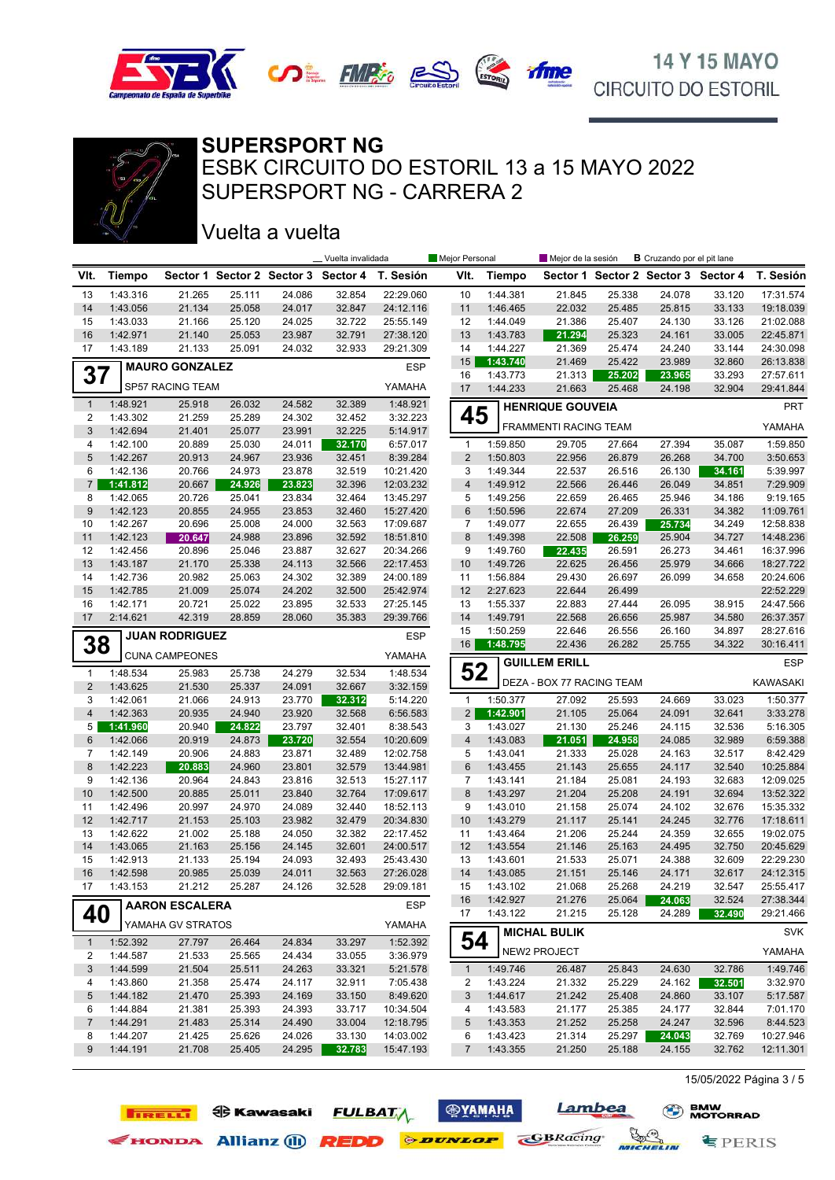# SUPERSPORT NG

ESBK CIRCUITO DO ESTORIL 13 a 15 MAYO 2022

SUPERSPORT NG - CARRERA 2

## Vuelta a vuelta

_ Vuelta invalidada | Mejor Personal | Mejor de la sesión | B Cruzando por el pit lane

| Vlt. | Tiempo | Sector 1 | Sector 2 | Sector 3 | Sector 4 | T. Sesión |
|---|---|---|---|---|---|---|
| 13 | 1:43.316 | 21.265 | 25.111 | 24.086 | 32.854 | 22:29.060 |
| 14 | 1:43.056 | 21.134 | 25.058 | 24.017 | 32.847 | 24:12.116 |
| 15 | 1:43.033 | 21.166 | 25.120 | 24.025 | 32.722 | 25:55.149 |
| 16 | 1:42.971 | 21.140 | 25.053 | 23.987 | 32.791 | 27:38.120 |
| 17 | 1:43.189 | 21.133 | 25.091 | 24.032 | 32.933 | 29:21.309 |

### 37 MAURO GONZALEZ — ESP — SP57 RACING TEAM — YAMAHA

| Vlt. | Tiempo | Sector 1 | Sector 2 | Sector 3 | Sector 4 | T. Sesión |
|---|---|---|---|---|---|---|
| 1 | 1:48.921 | 25.918 | 26.032 | 24.582 | 32.389 | 1:48.921 |
| 2 | 1:43.302 | 21.259 | 25.289 | 24.302 | 32.452 | 3:32.223 |
| 3 | 1:42.694 | 21.401 | 25.077 | 23.991 | 32.225 | 5:14.917 |
| 4 | 1:42.100 | 20.889 | 25.030 | 24.011 | 32.170 | 6:57.017 |
| 5 | 1:42.267 | 20.913 | 24.967 | 23.936 | 32.451 | 8:39.284 |
| 6 | 1:42.136 | 20.766 | 24.973 | 23.878 | 32.519 | 10:21.420 |
| 7 | 1:41.812 | 20.667 | 24.926 | 23.823 | 32.396 | 12:03.232 |
| 8 | 1:42.065 | 20.726 | 25.041 | 23.834 | 32.464 | 13:45.297 |
| 9 | 1:42.123 | 20.855 | 24.955 | 23.853 | 32.460 | 15:27.420 |
| 10 | 1:42.267 | 20.696 | 25.008 | 24.000 | 32.563 | 17:09.687 |
| 11 | 1:42.123 | 20.647 | 24.988 | 23.896 | 32.592 | 18:51.810 |
| 12 | 1:42.456 | 20.896 | 25.046 | 23.887 | 32.627 | 20:34.266 |
| 13 | 1:43.187 | 21.170 | 25.338 | 24.113 | 32.566 | 22:17.453 |
| 14 | 1:42.736 | 20.982 | 25.063 | 24.302 | 32.389 | 24:00.189 |
| 15 | 1:42.785 | 21.009 | 25.074 | 24.202 | 32.500 | 25:42.974 |
| 16 | 1:42.171 | 20.721 | 25.022 | 23.895 | 32.533 | 27:25.145 |
| 17 | 2:14.621 | 42.319 | 28.859 | 28.060 | 35.383 | 29:39.766 |

### 38 JUAN RODRIGUEZ — ESP — CUNA CAMPEONES — YAMAHA

| Vlt. | Tiempo | Sector 1 | Sector 2 | Sector 3 | Sector 4 | T. Sesión |
|---|---|---|---|---|---|---|
| 1 | 1:48.534 | 25.983 | 25.738 | 24.279 | 32.534 | 1:48.534 |
| 2 | 1:43.625 | 21.530 | 25.337 | 24.091 | 32.667 | 3:32.159 |
| 3 | 1:42.061 | 21.066 | 24.913 | 23.770 | 32.312 | 5:14.220 |
| 4 | 1:42.363 | 20.935 | 24.940 | 23.920 | 32.568 | 6:56.583 |
| 5 | 1:41.960 | 20.940 | 24.822 | 23.797 | 32.401 | 8:38.543 |
| 6 | 1:42.066 | 20.919 | 24.873 | 23.720 | 32.554 | 10:20.609 |
| 7 | 1:42.149 | 20.906 | 24.883 | 23.871 | 32.489 | 12:02.758 |
| 8 | 1:42.223 | 20.883 | 24.960 | 23.801 | 32.579 | 13:44.981 |
| 9 | 1:42.136 | 20.964 | 24.843 | 23.816 | 32.513 | 15:27.117 |
| 10 | 1:42.500 | 20.885 | 25.011 | 23.840 | 32.764 | 17:09.617 |
| 11 | 1:42.496 | 20.997 | 24.970 | 24.089 | 32.440 | 18:52.113 |
| 12 | 1:42.717 | 21.153 | 25.103 | 23.982 | 32.479 | 20:34.830 |
| 13 | 1:42.622 | 21.002 | 25.188 | 24.050 | 32.382 | 22:17.452 |
| 14 | 1:43.065 | 21.163 | 25.156 | 24.145 | 32.601 | 24:00.517 |
| 15 | 1:42.913 | 21.133 | 25.194 | 24.093 | 32.493 | 25:43.430 |
| 16 | 1:42.598 | 20.985 | 25.039 | 24.011 | 32.563 | 27:26.028 |
| 17 | 1:43.153 | 21.212 | 25.287 | 24.126 | 32.528 | 29:09.181 |

### 40 AARON ESCALERA — ESP — YAMAHA GV STRATOS — YAMAHA

| Vlt. | Tiempo | Sector 1 | Sector 2 | Sector 3 | Sector 4 | T. Sesión |
|---|---|---|---|---|---|---|
| 1 | 1:52.392 | 27.797 | 26.464 | 24.834 | 33.297 | 1:52.392 |
| 2 | 1:44.587 | 21.533 | 25.565 | 24.434 | 33.055 | 3:36.979 |
| 3 | 1:44.599 | 21.504 | 25.511 | 24.263 | 33.321 | 5:21.578 |
| 4 | 1:43.860 | 21.358 | 25.474 | 24.117 | 32.911 | 7:05.438 |
| 5 | 1:44.182 | 21.470 | 25.393 | 24.169 | 33.150 | 8:49.620 |
| 6 | 1:44.884 | 21.381 | 25.393 | 24.393 | 33.717 | 10:34.504 |
| 7 | 1:44.291 | 21.483 | 25.314 | 24.490 | 33.004 | 12:18.795 |
| 8 | 1:44.207 | 21.425 | 25.626 | 24.026 | 33.130 | 14:03.002 |
| 9 | 1:44.191 | 21.708 | 25.405 | 24.295 | 32.783 | 15:47.193 |

| Vlt. | Tiempo | Sector 1 | Sector 2 | Sector 3 | Sector 4 | T. Sesión |
|---|---|---|---|---|---|---|
| 10 | 1:44.381 | 21.845 | 25.338 | 24.078 | 33.120 | 17:31.574 |
| 11 | 1:46.465 | 22.032 | 25.485 | 25.815 | 33.133 | 19:18.039 |
| 12 | 1:44.049 | 21.386 | 25.407 | 24.130 | 33.126 | 21:02.088 |
| 13 | 1:43.783 | 21.294 | 25.323 | 24.161 | 33.005 | 22:45.871 |
| 14 | 1:44.227 | 21.369 | 25.474 | 24.240 | 33.144 | 24:30.098 |
| 15 | 1:43.740 | 21.469 | 25.422 | 23.989 | 32.860 | 26:13.838 |
| 16 | 1:43.773 | 21.313 | 25.202 | 23.965 | 33.293 | 27:57.611 |
| 17 | 1:44.233 | 21.663 | 25.468 | 24.198 | 32.904 | 29:41.844 |

### 45 HENRIQUE GOUVEIA — PRT — FRAMMENTI RACING TEAM — YAMAHA

| Vlt. | Tiempo | Sector 1 | Sector 2 | Sector 3 | Sector 4 | T. Sesión |
|---|---|---|---|---|---|---|
| 1 | 1:59.850 | 29.705 | 27.664 | 27.394 | 35.087 | 1:59.850 |
| 2 | 1:50.803 | 22.956 | 26.879 | 26.268 | 34.700 | 3:50.653 |
| 3 | 1:49.344 | 22.537 | 26.516 | 26.130 | 34.161 | 5:39.997 |
| 4 | 1:49.912 | 22.566 | 26.446 | 26.049 | 34.851 | 7:29.909 |
| 5 | 1:49.256 | 22.659 | 26.465 | 25.946 | 34.186 | 9:19.165 |
| 6 | 1:50.596 | 22.674 | 27.209 | 26.331 | 34.382 | 11:09.761 |
| 7 | 1:49.077 | 22.655 | 26.439 | 25.734 | 34.249 | 12:58.838 |
| 8 | 1:49.398 | 22.508 | 26.259 | 25.904 | 34.727 | 14:48.236 |
| 9 | 1:49.760 | 22.435 | 26.591 | 26.273 | 34.461 | 16:37.996 |
| 10 | 1:49.726 | 22.625 | 26.456 | 25.979 | 34.666 | 18:27.722 |
| 11 | 1:56.884 | 29.430 | 26.697 | 26.099 | 34.658 | 20:24.606 |
| 12 | 2:27.623 | 22.644 | 26.499 | | | 22:52.229 |
| 13 | 1:55.337 | 22.883 | 27.444 | 26.095 | 38.915 | 24:47.566 |
| 14 | 1:49.791 | 22.568 | 26.656 | 25.987 | 34.580 | 26:37.357 |
| 15 | 1:50.259 | 22.646 | 26.556 | 26.160 | 34.897 | 28:27.616 |
| 16 | 1:48.795 | 22.436 | 26.282 | 25.755 | 34.322 | 30:16.411 |

### 52 GUILLEM ERILL — ESP — DEZA - BOX 77 RACING TEAM — KAWASAKI

| Vlt. | Tiempo | Sector 1 | Sector 2 | Sector 3 | Sector 4 | T. Sesión |
|---|---|---|---|---|---|---|
| 1 | 1:50.377 | 27.092 | 25.593 | 24.669 | 33.023 | 1:50.377 |
| 2 | 1:42.901 | 21.105 | 25.064 | 24.091 | 32.641 | 3:33.278 |
| 3 | 1:43.027 | 21.130 | 25.246 | 24.115 | 32.536 | 5:16.305 |
| 4 | 1:43.083 | 21.051 | 24.958 | 24.085 | 32.989 | 6:59.388 |
| 5 | 1:43.041 | 21.333 | 25.028 | 24.163 | 32.517 | 8:42.429 |
| 6 | 1:43.455 | 21.143 | 25.655 | 24.117 | 32.540 | 10:25.884 |
| 7 | 1:43.141 | 21.184 | 25.081 | 24.193 | 32.683 | 12:09.025 |
| 8 | 1:43.297 | 21.204 | 25.208 | 24.191 | 32.694 | 13:52.322 |
| 9 | 1:43.010 | 21.158 | 25.074 | 24.102 | 32.676 | 15:35.332 |
| 10 | 1:43.279 | 21.117 | 25.141 | 24.245 | 32.776 | 17:18.611 |
| 11 | 1:43.464 | 21.206 | 25.244 | 24.359 | 32.655 | 19:02.075 |
| 12 | 1:43.554 | 21.146 | 25.163 | 24.495 | 32.750 | 20:45.629 |
| 13 | 1:43.601 | 21.533 | 25.071 | 24.388 | 32.609 | 22:29.230 |
| 14 | 1:43.085 | 21.151 | 25.146 | 24.171 | 32.617 | 24:12.315 |
| 15 | 1:43.102 | 21.068 | 25.268 | 24.219 | 32.547 | 25:55.417 |
| 16 | 1:42.927 | 21.276 | 25.064 | 24.063 | 32.524 | 27:38.344 |
| 17 | 1:43.122 | 21.215 | 25.128 | 24.289 | 32.490 | 29:21.466 |

### 54 MICHAL BULIK — SVK — NEW2 PROJECT — YAMAHA

| Vlt. | Tiempo | Sector 1 | Sector 2 | Sector 3 | Sector 4 | T. Sesión |
|---|---|---|---|---|---|---|
| 1 | 1:49.746 | 26.487 | 25.843 | 24.630 | 32.786 | 1:49.746 |
| 2 | 1:43.224 | 21.332 | 25.229 | 24.162 | 32.501 | 3:32.970 |
| 3 | 1:44.617 | 21.242 | 25.408 | 24.860 | 33.107 | 5:17.587 |
| 4 | 1:43.583 | 21.177 | 25.385 | 24.177 | 32.844 | 7:01.170 |
| 5 | 1:43.353 | 21.252 | 25.258 | 24.247 | 32.596 | 8:44.523 |
| 6 | 1:43.423 | 21.314 | 25.297 | 24.043 | 32.769 | 10:27.946 |
| 7 | 1:43.355 | 21.250 | 25.188 | 24.155 | 32.762 | 12:11.301 |

15/05/2022 Página 3 / 5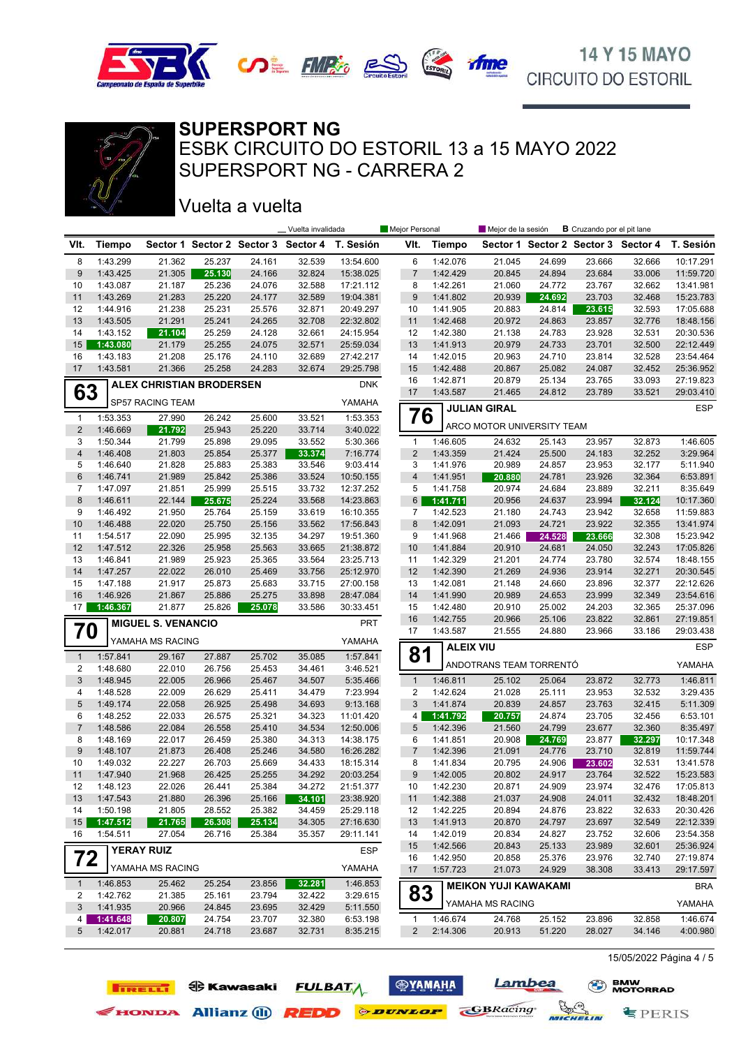# SUPERSPORT NG

## ESBK CIRCUITO DO ESTORIL 13 a 15 MAYO 2022

## SUPERSPORT NG - CARRERA 2

## Vuelta a vuelta

_ Vuelta invalidada | Mejor Personal | Mejor de la sesión | B Cruzando por el pit lane

| Vlt. | Tiempo | Sector 1 | Sector 2 | Sector 3 | Sector 4 | T. Sesión |
|---|---|---|---|---|---|---|
| 8 | 1:43.299 | 21.362 | 25.237 | 24.161 | 32.539 | 13:54.600 |
| 9 | 1:43.425 | 21.305 | 25.130 | 24.166 | 32.824 | 15:38.025 |
| 10 | 1:43.087 | 21.187 | 25.236 | 24.076 | 32.588 | 17:21.112 |
| 11 | 1:43.269 | 21.283 | 25.220 | 24.177 | 32.589 | 19:04.381 |
| 12 | 1:44.916 | 21.238 | 25.231 | 25.576 | 32.871 | 20:49.297 |
| 13 | 1:43.505 | 21.291 | 25.241 | 24.265 | 32.708 | 22:32.802 |
| 14 | 1:43.152 | 21.104 | 25.259 | 24.128 | 32.661 | 24:15.954 |
| 15 | 1:43.080 | 21.179 | 25.255 | 24.075 | 32.571 | 25:59.034 |
| 16 | 1:43.183 | 21.208 | 25.176 | 24.110 | 32.689 | 27:42.217 |
| 17 | 1:43.581 | 21.366 | 25.258 | 24.283 | 32.674 | 29:25.798 |

### 63 ALEX CHRISTIAN BRODERSEN — DNK
SP57 RACING TEAM — YAMAHA

| Vlt. | Tiempo | Sector 1 | Sector 2 | Sector 3 | Sector 4 | T. Sesión |
|---|---|---|---|---|---|---|
| 1 | 1:53.353 | 27.990 | 26.242 | 25.600 | 33.521 | 1:53.353 |
| 2 | 1:46.669 | 21.792 | 25.943 | 25.220 | 33.714 | 3:40.022 |
| 3 | 1:50.344 | 21.799 | 25.898 | 29.095 | 33.552 | 5:30.366 |
| 4 | 1:46.408 | 21.803 | 25.854 | 25.377 | 33.374 | 7:16.774 |
| 5 | 1:46.640 | 21.828 | 25.883 | 25.383 | 33.546 | 9:03.414 |
| 6 | 1:46.741 | 21.989 | 25.842 | 25.386 | 33.524 | 10:50.155 |
| 7 | 1:47.097 | 21.851 | 25.999 | 25.515 | 33.732 | 12:37.252 |
| 8 | 1:46.611 | 22.144 | 25.675 | 25.224 | 33.568 | 14:23.863 |
| 9 | 1:46.492 | 21.950 | 25.764 | 25.159 | 33.619 | 16:10.355 |
| 10 | 1:46.488 | 22.020 | 25.750 | 25.156 | 33.562 | 17:56.843 |
| 11 | 1:54.517 | 22.090 | 25.995 | 32.135 | 34.297 | 19:51.360 |
| 12 | 1:47.512 | 22.326 | 25.958 | 25.563 | 33.665 | 21:38.872 |
| 13 | 1:46.841 | 21.989 | 25.923 | 25.365 | 33.564 | 23:25.713 |
| 14 | 1:47.257 | 22.022 | 26.010 | 25.469 | 33.756 | 25:12.970 |
| 15 | 1:47.188 | 21.917 | 25.873 | 25.683 | 33.715 | 27:00.158 |
| 16 | 1:46.926 | 21.867 | 25.886 | 25.275 | 33.898 | 28:47.084 |
| 17 | 1:46.367 | 21.877 | 25.826 | 25.078 | 33.586 | 30:33.451 |

### 70 MIGUEL S. VENANCIO — PRT
YAMAHA MS RACING — YAMAHA

| Vlt. | Tiempo | Sector 1 | Sector 2 | Sector 3 | Sector 4 | T. Sesión |
|---|---|---|---|---|---|---|
| 1 | 1:57.841 | 29.167 | 27.887 | 25.702 | 35.085 | 1:57.841 |
| 2 | 1:48.680 | 22.010 | 26.756 | 25.453 | 34.461 | 3:46.521 |
| 3 | 1:48.945 | 22.005 | 26.966 | 25.467 | 34.507 | 5:35.466 |
| 4 | 1:48.528 | 22.009 | 26.629 | 25.411 | 34.479 | 7:23.994 |
| 5 | 1:49.174 | 22.058 | 26.925 | 25.498 | 34.693 | 9:13.168 |
| 6 | 1:48.252 | 22.033 | 26.575 | 25.321 | 34.323 | 11:01.420 |
| 7 | 1:48.586 | 22.084 | 26.558 | 25.410 | 34.534 | 12:50.006 |
| 8 | 1:48.169 | 22.017 | 26.459 | 25.380 | 34.313 | 14:38.175 |
| 9 | 1:48.107 | 21.873 | 26.408 | 25.246 | 34.580 | 16:26.282 |
| 10 | 1:49.032 | 22.227 | 26.703 | 25.669 | 34.433 | 18:15.314 |
| 11 | 1:47.940 | 21.968 | 26.425 | 25.255 | 34.292 | 20:03.254 |
| 12 | 1:48.123 | 22.026 | 26.441 | 25.384 | 34.272 | 21:51.377 |
| 13 | 1:47.543 | 21.880 | 26.396 | 25.166 | 34.101 | 23:38.920 |
| 14 | 1:50.198 | 21.805 | 28.552 | 25.382 | 34.459 | 25:29.118 |
| 15 | 1:47.512 | 21.765 | 26.308 | 25.134 | 34.305 | 27:16.630 |
| 16 | 1:54.511 | 27.054 | 26.716 | 25.384 | 35.357 | 29:11.141 |

### 72 YERAY RUIZ — ESP
YAMAHA MS RACING — YAMAHA

| Vlt. | Tiempo | Sector 1 | Sector 2 | Sector 3 | Sector 4 | T. Sesión |
|---|---|---|---|---|---|---|
| 1 | 1:46.853 | 25.462 | 25.254 | 23.856 | 32.281 | 1:46.853 |
| 2 | 1:42.762 | 21.385 | 25.161 | 23.794 | 32.422 | 3:29.615 |
| 3 | 1:41.935 | 20.966 | 24.845 | 23.695 | 32.429 | 5:11.550 |
| 4 | 1:41.648 | 20.807 | 24.754 | 23.707 | 32.380 | 6:53.198 |
| 5 | 1:42.017 | 20.881 | 24.718 | 23.687 | 32.731 | 8:35.215 |
| 6 | 1:42.076 | 21.045 | 24.699 | 23.666 | 32.666 | 10:17.291 |
| 7 | 1:42.429 | 20.845 | 24.894 | 23.684 | 33.006 | 11:59.720 |
| 8 | 1:42.261 | 21.060 | 24.772 | 23.767 | 32.662 | 13:41.981 |
| 9 | 1:41.802 | 20.939 | 24.692 | 23.703 | 32.468 | 15:23.783 |
| 10 | 1:41.905 | 20.883 | 24.814 | 23.615 | 32.593 | 17:05.688 |
| 11 | 1:42.468 | 20.972 | 24.863 | 23.857 | 32.776 | 18:48.156 |
| 12 | 1:42.380 | 21.138 | 24.783 | 23.928 | 32.531 | 20:30.536 |
| 13 | 1:41.913 | 20.979 | 24.733 | 23.701 | 32.500 | 22:12.449 |
| 14 | 1:42.015 | 20.963 | 24.710 | 23.814 | 32.528 | 23:54.464 |
| 15 | 1:42.488 | 20.867 | 25.082 | 24.087 | 32.452 | 25:36.952 |
| 16 | 1:42.871 | 20.879 | 25.134 | 23.765 | 33.093 | 27:19.823 |
| 17 | 1:43.587 | 21.465 | 24.812 | 23.789 | 33.521 | 29:03.410 |

### 76 JULIAN GIRAL — ESP
ARCO MOTOR UNIVERSITY TEAM

| Vlt. | Tiempo | Sector 1 | Sector 2 | Sector 3 | Sector 4 | T. Sesión |
|---|---|---|---|---|---|---|
| 1 | 1:46.605 | 24.632 | 25.143 | 23.957 | 32.873 | 1:46.605 |
| 2 | 1:43.359 | 21.424 | 25.500 | 24.183 | 32.252 | 3:29.964 |
| 3 | 1:41.976 | 20.989 | 24.857 | 23.953 | 32.177 | 5:11.940 |
| 4 | 1:41.951 | 20.880 | 24.781 | 23.926 | 32.364 | 6:53.891 |
| 5 | 1:41.758 | 20.974 | 24.684 | 23.889 | 32.211 | 8:35.649 |
| 6 | 1:41.711 | 20.956 | 24.637 | 23.994 | 32.124 | 10:17.360 |
| 7 | 1:42.523 | 21.180 | 24.743 | 23.942 | 32.658 | 11:59.883 |
| 8 | 1:42.091 | 21.093 | 24.721 | 23.922 | 32.355 | 13:41.974 |
| 9 | 1:41.968 | 21.466 | 24.528 | 23.666 | 32.308 | 15:23.942 |
| 10 | 1:41.884 | 20.910 | 24.681 | 24.050 | 32.243 | 17:05.826 |
| 11 | 1:42.329 | 21.201 | 24.774 | 23.780 | 32.574 | 18:48.155 |
| 12 | 1:42.390 | 21.269 | 24.936 | 23.914 | 32.271 | 20:30.545 |
| 13 | 1:42.081 | 21.148 | 24.660 | 23.896 | 32.377 | 22:12.626 |
| 14 | 1:41.990 | 20.989 | 24.653 | 23.999 | 32.349 | 23:54.616 |
| 15 | 1:42.480 | 20.910 | 25.002 | 24.203 | 32.365 | 25:37.096 |
| 16 | 1:42.755 | 20.966 | 25.106 | 23.822 | 32.861 | 27:19.851 |
| 17 | 1:43.587 | 21.555 | 24.880 | 23.966 | 33.186 | 29:03.438 |

### 81 ALEIX VIU — ESP
ANDOTRANS TEAM TORRENTÓ — YAMAHA

| Vlt. | Tiempo | Sector 1 | Sector 2 | Sector 3 | Sector 4 | T. Sesión |
|---|---|---|---|---|---|---|
| 1 | 1:46.811 | 25.102 | 25.064 | 23.872 | 32.773 | 1:46.811 |
| 2 | 1:42.624 | 21.028 | 25.111 | 23.953 | 32.532 | 3:29.435 |
| 3 | 1:41.874 | 20.839 | 24.857 | 23.763 | 32.415 | 5:11.309 |
| 4 | 1:41.792 | 20.757 | 24.874 | 23.705 | 32.456 | 6:53.101 |
| 5 | 1:42.396 | 21.560 | 24.799 | 23.677 | 32.360 | 8:35.497 |
| 6 | 1:41.851 | 20.908 | 24.769 | 23.877 | 32.297 | 10:17.348 |
| 7 | 1:42.396 | 21.091 | 24.776 | 23.710 | 32.819 | 11:59.744 |
| 8 | 1:41.834 | 20.795 | 24.906 | 23.602 | 32.531 | 13:41.578 |
| 9 | 1:42.005 | 20.802 | 24.917 | 23.764 | 32.522 | 15:23.583 |
| 10 | 1:42.230 | 20.871 | 24.909 | 23.974 | 32.476 | 17:05.813 |
| 11 | 1:42.388 | 21.037 | 24.908 | 24.011 | 32.432 | 18:48.201 |
| 12 | 1:42.225 | 20.894 | 24.876 | 23.822 | 32.633 | 20:30.426 |
| 13 | 1:41.913 | 20.870 | 24.797 | 23.697 | 32.549 | 22:12.339 |
| 14 | 1:42.019 | 20.834 | 24.827 | 23.752 | 32.606 | 23:54.358 |
| 15 | 1:42.566 | 20.843 | 25.133 | 23.989 | 32.601 | 25:36.924 |
| 16 | 1:42.950 | 20.858 | 25.376 | 23.976 | 32.740 | 27:19.874 |
| 17 | 1:57.723 | 21.073 | 24.929 | 38.308 | 33.413 | 29:17.597 |

### 83 MEIKON YUJI KAWAKAMI — BRA
YAMAHA MS RACING — YAMAHA

| Vlt. | Tiempo | Sector 1 | Sector 2 | Sector 3 | Sector 4 | T. Sesión |
|---|---|---|---|---|---|---|
| 1 | 1:46.674 | 24.768 | 25.152 | 23.896 | 32.858 | 1:46.674 |
| 2 | 2:14.306 | 20.913 | 51.220 | 28.027 | 34.146 | 4:00.980 |

15/05/2022 Página 4 / 5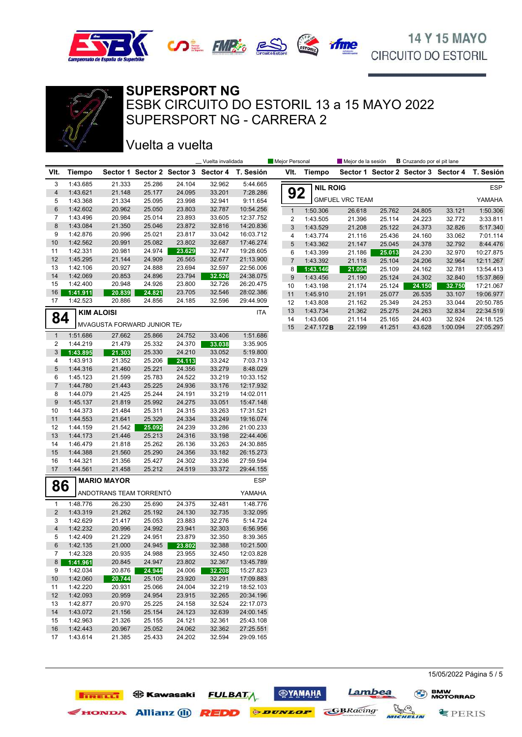# SUPERSPORT NG

## ESBK CIRCUITO DO ESTORIL 13 a 15 MAYO 2022

## SUPERSPORT NG - CARRERA 2

### Vuelta a vuelta

_ Vuelta invalidada | Mejor Personal | Mejor de la sesión | **B** Cruzando por el pit lane

| Vlt. | Tiempo | Sector 1 | Sector 2 | Sector 3 | Sector 4 | T. Sesión |
|---|---|---|---|---|---|---|
| 3 | 1:43.685 | 21.333 | 25.286 | 24.104 | 32.962 | 5:44.665 |
| 4 | 1:43.621 | 21.148 | 25.177 | 24.095 | 33.201 | 7:28.286 |
| 5 | 1:43.368 | 21.334 | 25.095 | 23.998 | 32.941 | 9:11.654 |
| 6 | 1:42.602 | 20.962 | 25.050 | 23.803 | 32.787 | 10:54.256 |
| 7 | 1:43.496 | 20.984 | 25.014 | 23.893 | 33.605 | 12:37.752 |
| 8 | 1:43.084 | 21.350 | 25.046 | 23.872 | 32.816 | 14:20.836 |
| 9 | 1:42.876 | 20.996 | 25.021 | 23.817 | 33.042 | 16:03.712 |
| 10 | 1:42.562 | 20.991 | 25.082 | 23.802 | 32.687 | 17:46.274 |
| 11 | 1:42.331 | 20.981 | 24.974 | 23.629 | 32.747 | 19:28.605 |
| 12 | 1:45.295 | 21.144 | 24.909 | 26.565 | 32.677 | 21:13.900 |
| 13 | 1:42.106 | 20.927 | 24.888 | 23.694 | 32.597 | 22:56.006 |
| 14 | 1:42.069 | 20.853 | 24.896 | 23.794 | 32.526 | 24:38.075 |
| 15 | 1:42.400 | 20.948 | 24.926 | 23.800 | 32.726 | 26:20.475 |
| 16 | 1:41.911 | 20.839 | 24.821 | 23.705 | 32.546 | 28:02.386 |
| 17 | 1:42.523 | 20.886 | 24.856 | 24.185 | 32.596 | 29:44.909 |

**84 KIM ALOISI** — ITA
MVAGUSTA FORWARD JUNIOR TE/

| Vlt. | Tiempo | Sector 1 | Sector 2 | Sector 3 | Sector 4 | T. Sesión |
|---|---|---|---|---|---|---|
| 1 | 1:51.686 | 27.662 | 25.866 | 24.752 | 33.406 | 1:51.686 |
| 2 | 1:44.219 | 21.479 | 25.332 | 24.370 | 33.038 | 3:35.905 |
| 3 | 1:43.895 | 21.303 | 25.330 | 24.210 | 33.052 | 5:19.800 |
| 4 | 1:43.913 | 21.352 | 25.206 | 24.113 | 33.242 | 7:03.713 |
| 5 | 1:44.316 | 21.460 | 25.221 | 24.356 | 33.279 | 8:48.029 |
| 6 | 1:45.123 | 21.599 | 25.783 | 24.522 | 33.219 | 10:33.152 |
| 7 | 1:44.780 | 21.443 | 25.225 | 24.936 | 33.176 | 12:17.932 |
| 8 | 1:44.079 | 21.425 | 25.244 | 24.191 | 33.219 | 14:02.011 |
| 9 | 1:45.137 | 21.819 | 25.992 | 24.275 | 33.051 | 15:47.148 |
| 10 | 1:44.373 | 21.484 | 25.311 | 24.315 | 33.263 | 17:31.521 |
| 11 | 1:44.553 | 21.641 | 25.329 | 24.334 | 33.249 | 19:16.074 |
| 12 | 1:44.159 | 21.542 | 25.092 | 24.239 | 33.286 | 21:00.233 |
| 13 | 1:44.173 | 21.446 | 25.213 | 24.316 | 33.198 | 22:44.406 |
| 14 | 1:46.479 | 21.818 | 25.262 | 26.136 | 33.263 | 24:30.885 |
| 15 | 1:44.388 | 21.560 | 25.290 | 24.356 | 33.182 | 26:15.273 |
| 16 | 1:44.321 | 21.356 | 25.427 | 24.302 | 33.236 | 27:59.594 |
| 17 | 1:44.561 | 21.458 | 25.212 | 24.519 | 33.372 | 29:44.155 |

**86 MARIO MAYOR** — ESP
ANDOTRANS TEAM TORRENTÓ — YAMAHA

| Vlt. | Tiempo | Sector 1 | Sector 2 | Sector 3 | Sector 4 | T. Sesión |
|---|---|---|---|---|---|---|
| 1 | 1:48.776 | 26.230 | 25.690 | 24.375 | 32.481 | 1:48.776 |
| 2 | 1:43.319 | 21.262 | 25.192 | 24.130 | 32.735 | 3:32.095 |
| 3 | 1:42.629 | 21.417 | 25.053 | 23.883 | 32.276 | 5:14.724 |
| 4 | 1:42.232 | 20.996 | 24.992 | 23.941 | 32.303 | 6:56.956 |
| 5 | 1:42.409 | 21.229 | 24.951 | 23.879 | 32.350 | 8:39.365 |
| 6 | 1:42.135 | 21.000 | 24.945 | 23.802 | 32.388 | 10:21.500 |
| 7 | 1:42.328 | 20.935 | 24.988 | 23.955 | 32.450 | 12:03.828 |
| 8 | 1:41.961 | 20.845 | 24.947 | 23.802 | 32.367 | 13:45.789 |
| 9 | 1:42.034 | 20.876 | 24.944 | 24.006 | 32.208 | 15:27.823 |
| 10 | 1:42.060 | 20.744 | 25.105 | 23.920 | 32.291 | 17:09.883 |
| 11 | 1:42.220 | 20.931 | 25.066 | 24.004 | 32.219 | 18:52.103 |
| 12 | 1:42.093 | 20.959 | 24.954 | 23.915 | 32.265 | 20:34.196 |
| 13 | 1:42.877 | 20.970 | 25.225 | 24.158 | 32.524 | 22:17.073 |
| 14 | 1:43.072 | 21.156 | 25.154 | 24.123 | 32.639 | 24:00.145 |
| 15 | 1:42.963 | 21.326 | 25.155 | 24.121 | 32.361 | 25:43.108 |
| 16 | 1:42.443 | 20.967 | 25.052 | 24.062 | 32.362 | 27:25.551 |
| 17 | 1:43.614 | 21.385 | 25.433 | 24.202 | 32.594 | 29:09.165 |

**92 NIL ROIG** — ESP
GMFUEL VRC TEAM — YAMAHA

| Vlt. | Tiempo | Sector 1 | Sector 2 | Sector 3 | Sector 4 | T. Sesión |
|---|---|---|---|---|---|---|
| 1 | 1:50.306 | 26.618 | 25.762 | 24.805 | 33.121 | 1:50.306 |
| 2 | 1:43.505 | 21.396 | 25.114 | 24.223 | 32.772 | 3:33.811 |
| 3 | 1:43.529 | 21.208 | 25.122 | 24.373 | 32.826 | 5:17.340 |
| 4 | 1:43.774 | 21.116 | 25.436 | 24.160 | 33.062 | 7:01.114 |
| 5 | 1:43.362 | 21.147 | 25.045 | 24.378 | 32.792 | 8:44.476 |
| 6 | 1:43.399 | 21.186 | 25.013 | 24.230 | 32.970 | 10:27.875 |
| 7 | 1:43.392 | 21.118 | 25.104 | 24.206 | 32.964 | 12:11.267 |
| 8 | 1:43.146 | 21.094 | 25.109 | 24.162 | 32.781 | 13:54.413 |
| 9 | 1:43.456 | 21.190 | 25.124 | 24.302 | 32.840 | 15:37.869 |
| 10 | 1:43.198 | 21.174 | 25.124 | 24.150 | 32.750 | 17:21.067 |
| 11 | 1:45.910 | 21.191 | 25.077 | 26.535 | 33.107 | 19:06.977 |
| 12 | 1:43.808 | 21.162 | 25.349 | 24.253 | 33.044 | 20:50.785 |
| 13 | 1:43.734 | 21.362 | 25.275 | 24.263 | 32.834 | 22:34.519 |
| 14 | 1:43.606 | 21.114 | 25.165 | 24.403 | 32.924 | 24:18.125 |
| 15 | 2:47.172 B | 22.199 | 41.251 | 43.628 | 1:00.094 | 27:05.297 |

15/05/2022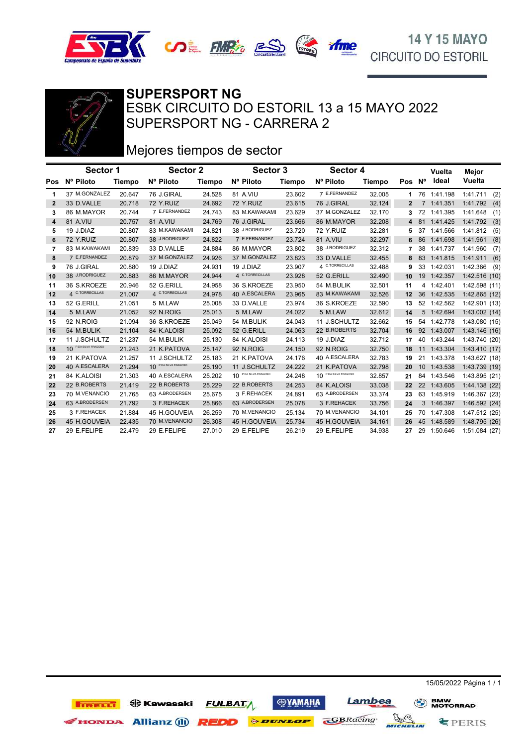14 Y 15 MAYO
CIRCUITO DO ESTORIL

# SUPERSPORT NG

## ESBK CIRCUITO DO ESTORIL 13 a 15 MAYO 2022
## SUPERSPORT NG - CARRERA 2

## Mejores tiempos de sector

| | Sector 1 | | Sector 2 | | Sector 3 | | Sector 4 | | | | Vuelta | Mejor |
|---|---|---|---|---|---|---|---|---|---|---|---|---|
| Pos | Nº Piloto | Tiempo | Nº Piloto | Tiempo | Nº Piloto | Tiempo | Nº Piloto | Tiempo | Pos | Nº | Ideal | Vuelta |
| 1 | 37 M.GONZALEZ | 20.647 | 76 J.GIRAL | 24.528 | 81 A.VIU | 23.602 | 7 E.FERNANDEZ | 32.005 | 1 | 76 | 1:41.198 | 1:41.711 (2) |
| 2 | 33 D.VALLE | 20.718 | 72 Y.RUIZ | 24.692 | 72 Y.RUIZ | 23.615 | 76 J.GIRAL | 32.124 | 2 | 7 | 1:41.351 | 1:41.792 (4) |
| 3 | 86 M.MAYOR | 20.744 | 7 E.FERNANDEZ | 24.743 | 83 M.KAWAKAMI | 23.629 | 37 M.GONZALEZ | 32.170 | 3 | 72 | 1:41.395 | 1:41.648 (1) |
| 4 | 81 A.VIU | 20.757 | 81 A.VIU | 24.769 | 76 J.GIRAL | 23.666 | 86 M.MAYOR | 32.208 | 4 | 81 | 1:41.425 | 1:41.792 (3) |
| 5 | 19 J.DIAZ | 20.807 | 83 M.KAWAKAMI | 24.821 | 38 J.RODRIGUEZ | 23.720 | 72 Y.RUIZ | 32.281 | 5 | 37 | 1:41.566 | 1:41.812 (5) |
| 6 | 72 Y.RUIZ | 20.807 | 38 J.RODRIGUEZ | 24.822 | 7 E.FERNANDEZ | 23.724 | 81 A.VIU | 32.297 | 6 | 86 | 1:41.698 | 1:41.961 (8) |
| 7 | 83 M.KAWAKAMI | 20.839 | 33 D.VALLE | 24.884 | 86 M.MAYOR | 23.802 | 38 J.RODRIGUEZ | 32.312 | 7 | 38 | 1:41.737 | 1:41.960 (7) |
| 8 | 7 E.FERNANDEZ | 20.879 | 37 M.GONZALEZ | 24.926 | 37 M.GONZALEZ | 23.823 | 33 D.VALLE | 32.455 | 8 | 83 | 1:41.815 | 1:41.911 (6) |
| 9 | 76 J.GIRAL | 20.880 | 19 J.DIAZ | 24.931 | 19 J.DIAZ | 23.907 | 4 C.TORRECILLAS | 32.488 | 9 | 33 | 1:42.031 | 1:42.366 (9) |
| 10 | 38 J.RODRIGUEZ | 20.883 | 86 M.MAYOR | 24.944 | 4 C.TORRECILLAS | 23.928 | 52 G.ERILL | 32.490 | 10 | 19 | 1:42.357 | 1:42.516 (10) |
| 11 | 36 S.KROEZE | 20.946 | 52 G.ERILL | 24.958 | 36 S.KROEZE | 23.950 | 54 M.BULIK | 32.501 | 11 | 4 | 1:42.401 | 1:42.598 (11) |
| 12 | 4 C.TORRECILLAS | 21.007 | 4 C.TORRECILLAS | 24.978 | 40 A.ESCALERA | 23.965 | 83 M.KAWAKAMI | 32.526 | 12 | 36 | 1:42.535 | 1:42.865 (12) |
| 13 | 52 G.ERILL | 21.051 | 5 M.LAW | 25.008 | 33 D.VALLE | 23.974 | 36 S.KROEZE | 32.590 | 13 | 52 | 1:42.562 | 1:42.901 (13) |
| 14 | 5 M.LAW | 21.052 | 92 N.ROIG | 25.013 | 5 M.LAW | 24.022 | 5 M.LAW | 32.612 | 14 | 5 | 1:42.694 | 1:43.002 (14) |
| 15 | 92 N.ROIG | 21.094 | 36 S.KROEZE | 25.049 | 54 M.BULIK | 24.043 | 11 J.SCHULTZ | 32.662 | 15 | 54 | 1:42.778 | 1:43.080 (15) |
| 16 | 54 M.BULIK | 21.104 | 84 K.ALOISI | 25.092 | 52 G.ERILL | 24.063 | 22 B.ROBERTS | 32.704 | 16 | 92 | 1:43.007 | 1:43.146 (16) |
| 17 | 11 J.SCHULTZ | 21.237 | 54 M.BULIK | 25.130 | 84 K.ALOISI | 24.113 | 19 J.DIAZ | 32.712 | 17 | 40 | 1:43.244 | 1:43.740 (20) |
| 18 | 10 P.DA SILVA FRAGOSO | 21.243 | 21 K.PATOVA | 25.147 | 92 N.ROIG | 24.150 | 92 N.ROIG | 32.750 | 18 | 11 | 1:43.304 | 1:43.410 (17) |
| 19 | 21 K.PATOVA | 21.257 | 11 J.SCHULTZ | 25.183 | 21 K.PATOVA | 24.176 | 40 A.ESCALERA | 32.783 | 19 | 21 | 1:43.378 | 1:43.627 (18) |
| 20 | 40 A.ESCALERA | 21.294 | 10 P.DA SILVA FRAGOSO | 25.190 | 11 J.SCHULTZ | 24.222 | 21 K.PATOVA | 32.798 | 20 | 10 | 1:43.538 | 1:43.739 (19) |
| 21 | 84 K.ALOISI | 21.303 | 40 A.ESCALERA | 25.202 | 10 P.DA SILVA FRAGOSO | 24.248 | 10 P.DA SILVA FRAGOSO | 32.857 | 21 | 84 | 1:43.546 | 1:43.895 (21) |
| 22 | 22 B.ROBERTS | 21.419 | 22 B.ROBERTS | 25.229 | 22 B.ROBERTS | 24.253 | 84 K.ALOISI | 33.038 | 22 | 22 | 1:43.605 | 1:44.138 (22) |
| 23 | 70 M.VENANCIO | 21.765 | 63 A.BRODERSEN | 25.675 | 3 F.REHACEK | 24.891 | 63 A.BRODERSEN | 33.374 | 23 | 63 | 1:45.919 | 1:46.367 (23) |
| 24 | 63 A.BRODERSEN | 21.792 | 3 F.REHACEK | 25.866 | 63 A.BRODERSEN | 25.078 | 3 F.REHACEK | 33.756 | 24 | 3 | 1:46.397 | 1:46.592 (24) |
| 25 | 3 F.REHACEK | 21.884 | 45 H.GOUVEIA | 26.259 | 70 M.VENANCIO | 25.134 | 70 M.VENANCIO | 34.101 | 25 | 70 | 1:47.308 | 1:47.512 (25) |
| 26 | 45 H.GOUVEIA | 22.435 | 70 M.VENANCIO | 26.308 | 45 H.GOUVEIA | 25.734 | 45 H.GOUVEIA | 34.161 | 26 | 45 | 1:48.589 | 1:48.795 (26) |
| 27 | 29 E.FELIPE | 22.479 | 29 E.FELIPE | 27.010 | 29 E.FELIPE | 26.219 | 29 E.FELIPE | 34.938 | 27 | 29 | 1:50.646 | 1:51.084 (27) |

15/05/2022 Página 1 / 1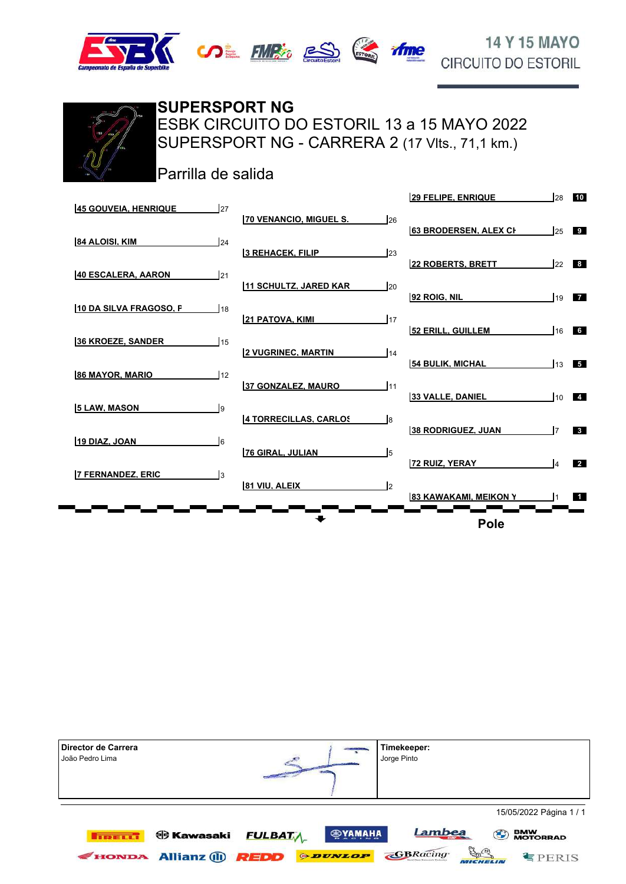14 Y 15 MAYO
CIRCUITO DO ESTORIL

# SUPERSPORT NG

## ESBK CIRCUITO DO ESTORIL 13 a 15 MAYO 2022

## SUPERSPORT NG - CARRERA 2 (17 Vlts., 71,1 km.)

Parrilla de salida

| Pos. | Piloto |
|---|---|
| 1 | 83 KAWAKAMI, MEIKON Y |
| 2 | 72 RUIZ, YERAY |
| 3 | 7 FERNANDEZ, ERIC |
| 4 | 81 VIU, ALEIX |
| 5 | 76 GIRAL, JULIAN |
| 6 | 19 DIAZ, JOAN |
| 7 | 38 RODRIGUEZ, JUAN |
| 8 | 4 TORRECILLAS, CARLOS |
| 9 | 5 LAW, MASON |
| 10 | 33 VALLE, DANIEL |
| 11 | 37 GONZALEZ, MAURO |
| 12 | 86 MAYOR, MARIO |
| 13 | 54 BULIK, MICHAL |
| 14 | 2 VUGRINEC, MARTIN |
| 15 | 36 KROEZE, SANDER |
| 16 | 52 ERILL, GUILLEM |
| 17 | 21 PATOVA, KIMI |
| 18 | 10 DA SILVA FRAGOSO, F |
| 19 | 92 ROIG, NIL |
| 20 | 11 SCHULTZ, JARED KAR |
| 21 | 40 ESCALERA, AARON |
| 22 | 22 ROBERTS, BRETT |
| 23 | 3 REHACEK, FILIP |
| 24 | 84 ALOISI, KIM |
| 25 | 63 BRODERSEN, ALEX CH |
| 26 | 70 VENANCIO, MIGUEL S. |
| 27 | 45 GOUVEIA, HENRIQUE |
| 28 | 29 FELIPE, ENRIQUE |

Pole

| Director de Carrera | Timekeeper: |
|---|---|
| João Pedro Lima | Jorge Pinto |

15/05/2022 Página 1 / 1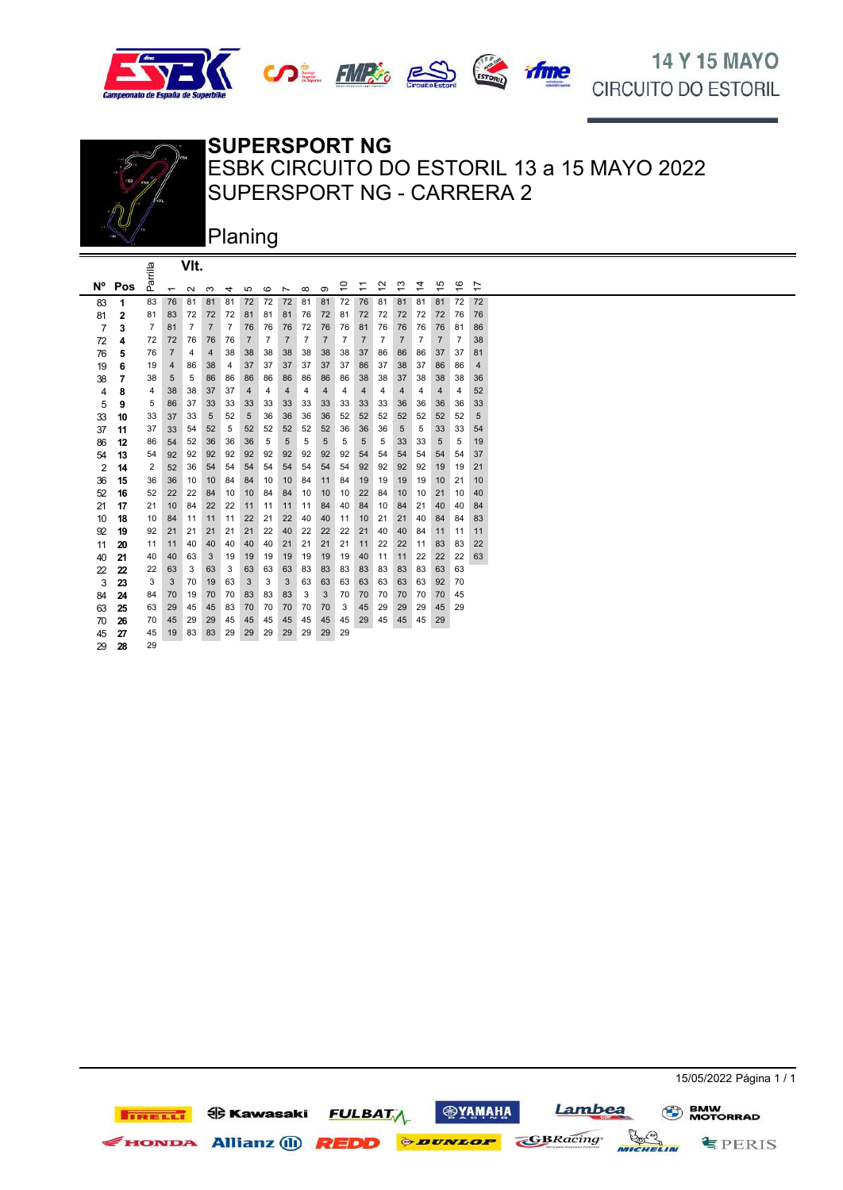# SUPERSPORT NG

## ESBK CIRCUITO DO ESTORIL 13 a 15 MAYO 2022

## SUPERSPORT NG - CARRERA 2

## Planing

| Nº | Pos | Parrilla | Vlt. 1 | 2 | 3 | 4 | 5 | 6 | 7 | 8 | 9 | 10 | 11 | 12 | 13 | 14 | 15 | 16 | 17 |
|---|---|---|---|---|---|---|---|---|---|---|---|---|---|---|---|---|---|---|---|
| 83 | 1 | 83 | 76 | 81 | 81 | 81 | 72 | 72 | 72 | 81 | 81 | 72 | 76 | 81 | 81 | 81 | 81 | 72 | 72 |
| 81 | 2 | 81 | 83 | 72 | 72 | 72 | 81 | 81 | 81 | 76 | 72 | 81 | 72 | 72 | 72 | 72 | 72 | 76 | 76 |
| 7 | 3 | 7 | 81 | 7 | 7 | 7 | 76 | 76 | 76 | 72 | 76 | 76 | 81 | 76 | 76 | 76 | 76 | 81 | 86 |
| 72 | 4 | 72 | 72 | 76 | 76 | 76 | 7 | 7 | 7 | 7 | 7 | 7 | 7 | 7 | 7 | 7 | 7 | 7 | 38 |
| 76 | 5 | 76 | 7 | 4 | 4 | 38 | 38 | 38 | 38 | 38 | 38 | 38 | 37 | 86 | 86 | 86 | 37 | 37 | 81 |
| 19 | 6 | 19 | 4 | 86 | 38 | 4 | 37 | 37 | 37 | 37 | 37 | 37 | 86 | 37 | 38 | 37 | 86 | 86 | 4 |
| 38 | 7 | 38 | 5 | 5 | 86 | 86 | 86 | 86 | 86 | 86 | 86 | 86 | 38 | 38 | 37 | 38 | 38 | 38 | 36 |
| 4 | 8 | 4 | 38 | 38 | 37 | 37 | 4 | 4 | 4 | 4 | 4 | 4 | 4 | 4 | 4 | 4 | 4 | 4 | 52 |
| 5 | 9 | 5 | 86 | 37 | 33 | 33 | 33 | 33 | 33 | 33 | 33 | 33 | 33 | 33 | 36 | 36 | 36 | 36 | 33 |
| 33 | 10 | 33 | 37 | 33 | 5 | 52 | 5 | 36 | 36 | 36 | 36 | 52 | 52 | 52 | 52 | 52 | 52 | 52 | 5 |
| 37 | 11 | 37 | 33 | 54 | 52 | 5 | 52 | 52 | 52 | 52 | 52 | 36 | 36 | 36 | 5 | 5 | 33 | 33 | 54 |
| 86 | 12 | 86 | 54 | 52 | 36 | 36 | 36 | 5 | 5 | 5 | 5 | 5 | 5 | 5 | 33 | 33 | 5 | 5 | 19 |
| 54 | 13 | 54 | 92 | 92 | 92 | 92 | 92 | 92 | 92 | 92 | 92 | 92 | 54 | 54 | 54 | 54 | 54 | 54 | 37 |
| 2 | 14 | 2 | 52 | 36 | 54 | 54 | 54 | 54 | 54 | 54 | 54 | 54 | 92 | 92 | 92 | 92 | 19 | 19 | 21 |
| 36 | 15 | 36 | 36 | 10 | 10 | 84 | 84 | 10 | 10 | 84 | 11 | 84 | 19 | 19 | 19 | 19 | 10 | 21 | 10 |
| 52 | 16 | 52 | 22 | 22 | 84 | 10 | 10 | 84 | 84 | 10 | 10 | 10 | 22 | 84 | 10 | 10 | 21 | 10 | 40 |
| 21 | 17 | 21 | 10 | 84 | 22 | 22 | 11 | 11 | 11 | 11 | 84 | 40 | 84 | 10 | 84 | 21 | 40 | 40 | 84 |
| 10 | 18 | 10 | 84 | 11 | 11 | 11 | 22 | 21 | 22 | 40 | 40 | 11 | 10 | 21 | 21 | 40 | 84 | 84 | 83 |
| 92 | 19 | 92 | 21 | 21 | 21 | 21 | 21 | 22 | 40 | 22 | 22 | 22 | 21 | 40 | 40 | 84 | 11 | 11 | 11 |
| 11 | 20 | 11 | 11 | 40 | 40 | 40 | 40 | 40 | 21 | 21 | 21 | 21 | 11 | 22 | 22 | 11 | 83 | 83 | 22 |
| 40 | 21 | 40 | 40 | 63 | 3 | 19 | 19 | 19 | 19 | 19 | 19 | 19 | 40 | 11 | 11 | 22 | 22 | 22 | 63 |
| 22 | 22 | 22 | 63 | 3 | 63 | 3 | 63 | 63 | 63 | 83 | 83 | 83 | 83 | 83 | 83 | 83 | 63 | 63 | |
| 3 | 23 | 3 | 3 | 70 | 19 | 63 | 3 | 3 | 3 | 63 | 63 | 63 | 63 | 63 | 63 | 63 | 92 | 70 | |
| 84 | 24 | 84 | 70 | 19 | 70 | 70 | 83 | 83 | 83 | 3 | 3 | 70 | 70 | 70 | 70 | 70 | 70 | 45 | |
| 63 | 25 | 63 | 29 | 45 | 45 | 83 | 70 | 70 | 70 | 70 | 70 | 3 | 45 | 29 | 29 | 29 | 45 | 29 | |
| 70 | 26 | 70 | 45 | 29 | 29 | 45 | 45 | 45 | 45 | 45 | 45 | 45 | 29 | 45 | 45 | 45 | 29 | | |
| 45 | 27 | 45 | 19 | 83 | 83 | 29 | 29 | 29 | 29 | 29 | 29 | 29 | | | | | | | |
| 29 | 28 | 29 | | | | | | | | | | | | | | | | | |

15/05/2022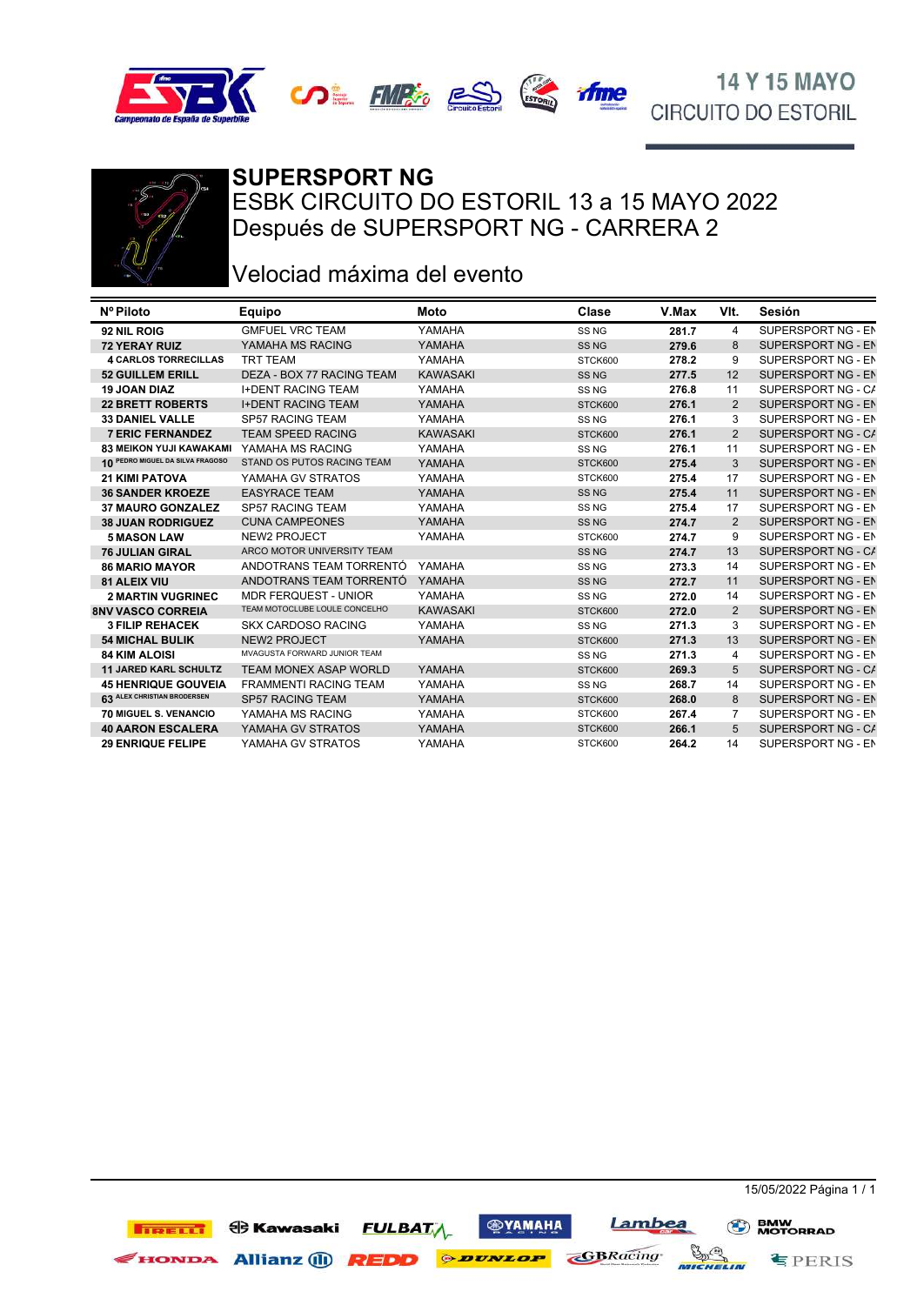14 Y 15 MAYO
CIRCUITO DO ESTORIL

# SUPERSPORT NG

## ESBK CIRCUITO DO ESTORIL 13 a 15 MAYO 2022
## Después de SUPERSPORT NG - CARRERA 2

## Velociad máxima del evento

| Nº Piloto | Equipo | Moto | Clase | V.Max | Vlt. | Sesión |
|---|---|---|---|---|---|---|
| 92 NIL ROIG | GMFUEL VRC TEAM | YAMAHA | SS NG | 281.7 | 4 | SUPERSPORT NG - EN |
| 72 YERAY RUIZ | YAMAHA MS RACING | YAMAHA | SS NG | 279.6 | 8 | SUPERSPORT NG - EN |
| 4 CARLOS TORRECILLAS | TRT TEAM | YAMAHA | STCK600 | 278.2 | 9 | SUPERSPORT NG - EN |
| 52 GUILLEM ERILL | DEZA - BOX 77 RACING TEAM | KAWASAKI | SS NG | 277.5 | 12 | SUPERSPORT NG - EN |
| 19 JOAN DIAZ | I+DENT RACING TEAM | YAMAHA | SS NG | 276.8 | 11 | SUPERSPORT NG - CA |
| 22 BRETT ROBERTS | I+DENT RACING TEAM | YAMAHA | STCK600 | 276.1 | 2 | SUPERSPORT NG - EN |
| 33 DANIEL VALLE | SP57 RACING TEAM | YAMAHA | SS NG | 276.1 | 3 | SUPERSPORT NG - EN |
| 7 ERIC FERNANDEZ | TEAM SPEED RACING | KAWASAKI | STCK600 | 276.1 | 2 | SUPERSPORT NG - CA |
| 83 MEIKON YUJI KAWAKAMI | YAMAHA MS RACING | YAMAHA | SS NG | 276.1 | 11 | SUPERSPORT NG - EN |
| 10 PEDRO MIGUEL DA SILVA FRAGOSO | STAND OS PUTOS RACING TEAM | YAMAHA | STCK600 | 275.4 | 3 | SUPERSPORT NG - EN |
| 21 KIMI PATOVA | YAMAHA GV STRATOS | YAMAHA | STCK600 | 275.4 | 17 | SUPERSPORT NG - EN |
| 36 SANDER KROEZE | EASYRACE TEAM | YAMAHA | SS NG | 275.4 | 11 | SUPERSPORT NG - EN |
| 37 MAURO GONZALEZ | SP57 RACING TEAM | YAMAHA | SS NG | 275.4 | 17 | SUPERSPORT NG - EN |
| 38 JUAN RODRIGUEZ | CUNA CAMPEONES | YAMAHA | SS NG | 274.7 | 2 | SUPERSPORT NG - EN |
| 5 MASON LAW | NEW2 PROJECT | YAMAHA | STCK600 | 274.7 | 9 | SUPERSPORT NG - EN |
| 76 JULIAN GIRAL | ARCO MOTOR UNIVERSITY TEAM | | SS NG | 274.7 | 13 | SUPERSPORT NG - CA |
| 86 MARIO MAYOR | ANDOTRANS TEAM TORRENTÓ | YAMAHA | SS NG | 273.3 | 14 | SUPERSPORT NG - EN |
| 81 ALEIX VIU | ANDOTRANS TEAM TORRENTÓ | YAMAHA | SS NG | 272.7 | 11 | SUPERSPORT NG - EN |
| 2 MARTIN VUGRINEC | MDR FERQUEST - UNIOR | YAMAHA | SS NG | 272.0 | 14 | SUPERSPORT NG - EN |
| 8NV VASCO CORREIA | TEAM MOTOCLUBE LOULE CONCELHO | KAWASAKI | STCK600 | 272.0 | 2 | SUPERSPORT NG - EN |
| 3 FILIP REHACEK | SKX CARDOSO RACING | YAMAHA | SS NG | 271.3 | 3 | SUPERSPORT NG - EN |
| 54 MICHAL BULIK | NEW2 PROJECT | YAMAHA | STCK600 | 271.3 | 13 | SUPERSPORT NG - EN |
| 84 KIM ALOISI | MVAGUSTA FORWARD JUNIOR TEAM | | SS NG | 271.3 | 4 | SUPERSPORT NG - EN |
| 11 JARED KARL SCHULTZ | TEAM MONEX ASAP WORLD | YAMAHA | STCK600 | 269.3 | 5 | SUPERSPORT NG - CA |
| 45 HENRIQUE GOUVEIA | FRAMMENTI RACING TEAM | YAMAHA | SS NG | 268.7 | 14 | SUPERSPORT NG - EN |
| 63 ALEX CHRISTIAN BRODERSEN | SP57 RACING TEAM | YAMAHA | STCK600 | 268.0 | 8 | SUPERSPORT NG - EN |
| 70 MIGUEL S. VENANCIO | YAMAHA MS RACING | YAMAHA | STCK600 | 267.4 | 7 | SUPERSPORT NG - EN |
| 40 AARON ESCALERA | YAMAHA GV STRATOS | YAMAHA | STCK600 | 266.1 | 5 | SUPERSPORT NG - CA |
| 29 ENRIQUE FELIPE | YAMAHA GV STRATOS | YAMAHA | STCK600 | 264.2 | 14 | SUPERSPORT NG - EN |

15/05/2022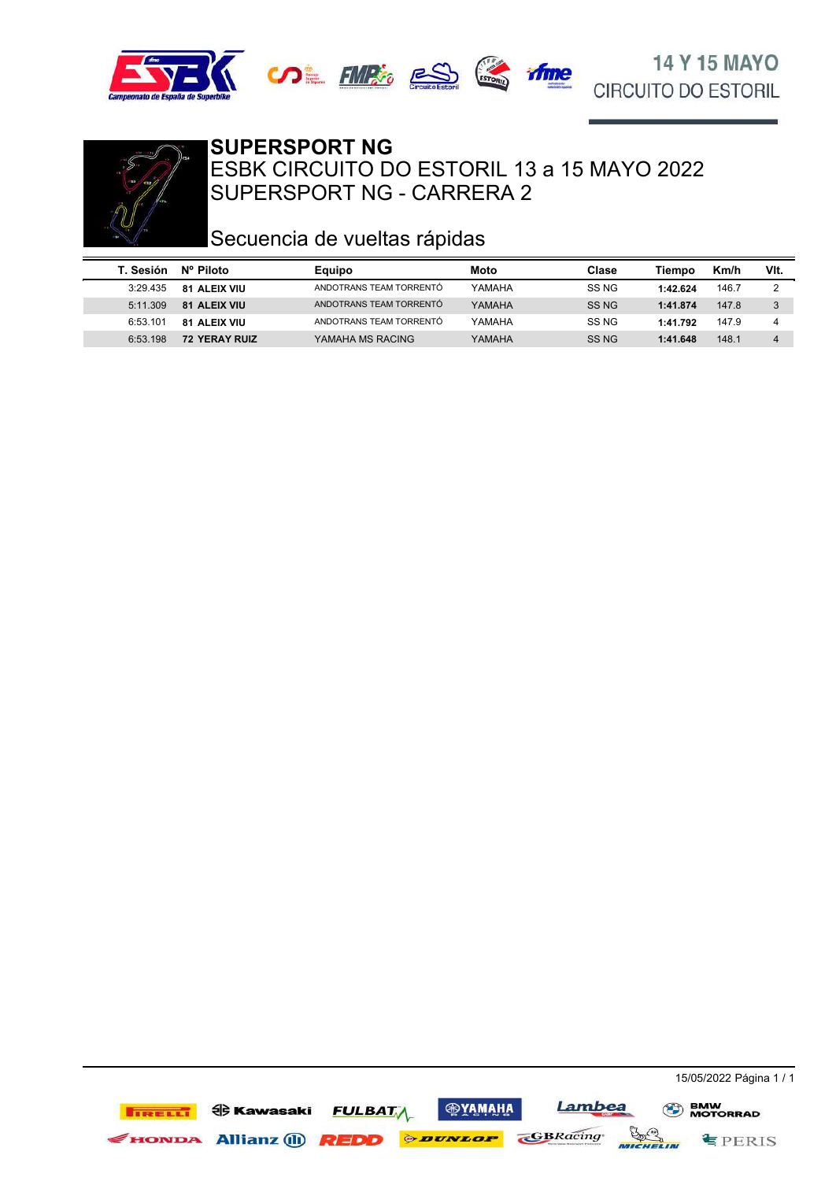# SUPERSPORT NG

ESBK CIRCUITO DO ESTORIL 13 a 15 MAYO 2022

SUPERSPORT NG - CARRERA 2

## Secuencia de vueltas rápidas

| T. Sesión | Nº Piloto | Equipo | Moto | Clase | Tiempo | Km/h | Vlt. |
|---|---|---|---|---|---|---|---|
| 3:29.435 | **81 ALEIX VIU** | ANDOTRANS TEAM TORRENTÓ | YAMAHA | SS NG | **1:42.624** | 146.7 | 2 |
| 5:11.309 | **81 ALEIX VIU** | ANDOTRANS TEAM TORRENTÓ | YAMAHA | SS NG | **1:41.874** | 147.8 | 3 |
| 6:53.101 | **81 ALEIX VIU** | ANDOTRANS TEAM TORRENTÓ | YAMAHA | SS NG | **1:41.792** | 147.9 | 4 |
| 6:53.198 | **72 YERAY RUIZ** | YAMAHA MS RACING | YAMAHA | SS NG | **1:41.648** | 148.1 | 4 |

15/05/2022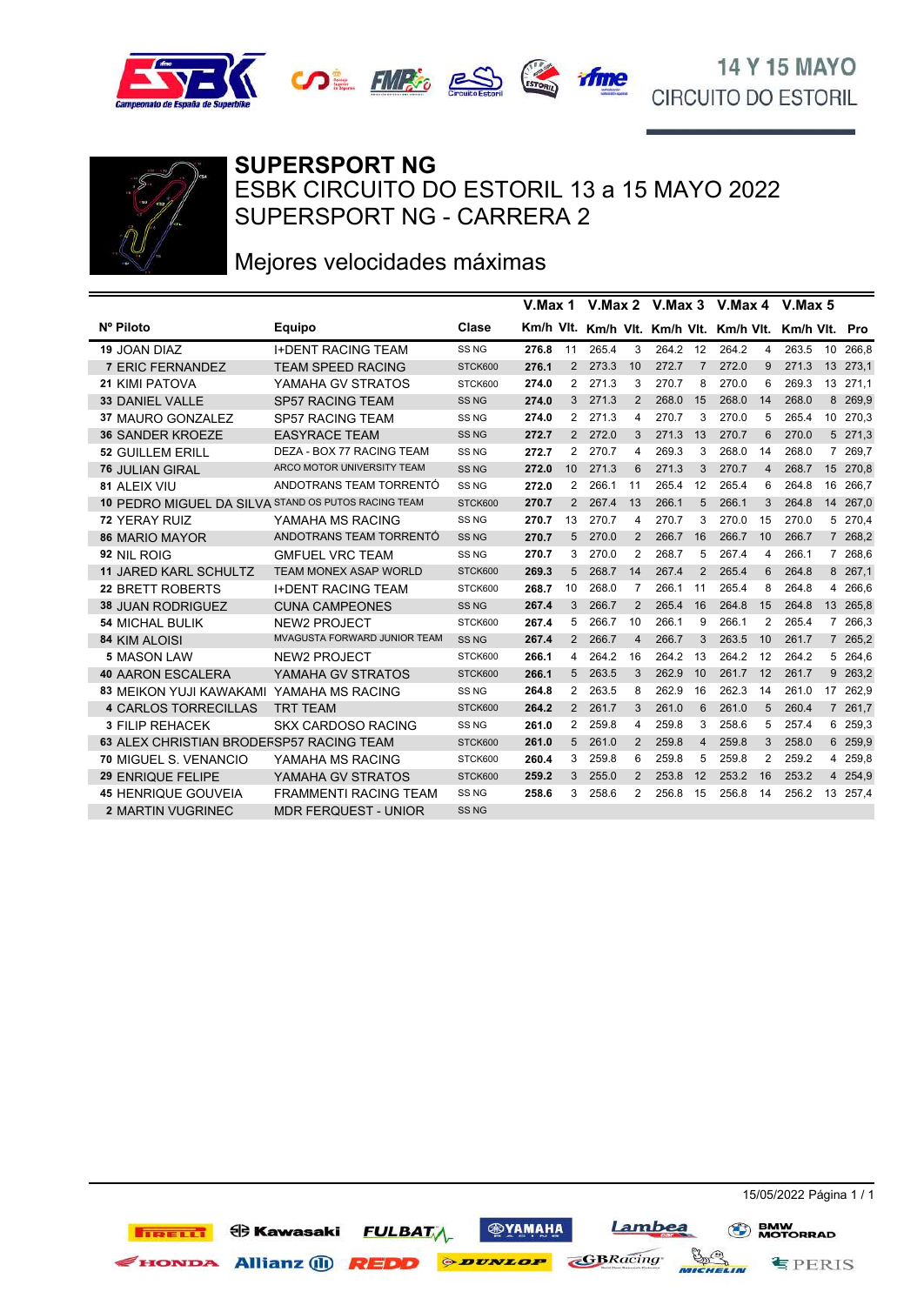14 Y 15 MAYO
CIRCUITO DO ESTORIL

# SUPERSPORT NG

ESBK CIRCUITO DO ESTORIL 13 a 15 MAYO 2022

SUPERSPORT NG - CARRERA 2

## Mejores velocidades máximas

| Nº Piloto | Equipo | Clase | V.Max 1 Km/h | Vlt. | V.Max 2 Km/h | Vlt. | V.Max 3 Km/h | Vlt. | V.Max 4 Km/h | Vlt. | V.Max 5 Km/h | Vlt. | Pro |
|---|---|---|---|---|---|---|---|---|---|---|---|---|---|
| 19 JOAN DIAZ | I+DENT RACING TEAM | SS NG | 276.8 | 11 | 265.4 | 3 | 264.2 | 12 | 264.2 | 4 | 263.5 | 10 | 266,8 |
| 7 ERIC FERNANDEZ | TEAM SPEED RACING | STCK600 | 276.1 | 2 | 273.3 | 10 | 272.7 | 7 | 272.0 | 9 | 271.3 | 13 | 273,1 |
| 21 KIMI PATOVA | YAMAHA GV STRATOS | STCK600 | 274.0 | 2 | 271.3 | 3 | 270.7 | 8 | 270.0 | 6 | 269.3 | 13 | 271,1 |
| 33 DANIEL VALLE | SP57 RACING TEAM | SS NG | 274.0 | 3 | 271.3 | 2 | 268.0 | 15 | 268.0 | 14 | 268.0 | 8 | 269,9 |
| 37 MAURO GONZALEZ | SP57 RACING TEAM | SS NG | 274.0 | 2 | 271.3 | 4 | 270.7 | 3 | 270.0 | 5 | 265.4 | 10 | 270,3 |
| 36 SANDER KROEZE | EASYRACE TEAM | SS NG | 272.7 | 2 | 272.0 | 3 | 271.3 | 13 | 270.7 | 6 | 270.0 | 5 | 271,3 |
| 52 GUILLEM ERILL | DEZA - BOX 77 RACING TEAM | SS NG | 272.7 | 2 | 270.7 | 4 | 269.3 | 3 | 268.0 | 14 | 268.0 | 7 | 269,7 |
| 76 JULIAN GIRAL | ARCO MOTOR UNIVERSITY TEAM | SS NG | 272.0 | 10 | 271.3 | 6 | 271.3 | 3 | 270.7 | 4 | 268.7 | 15 | 270,8 |
| 81 ALEIX VIU | ANDOTRANS TEAM TORRENTÓ | SS NG | 272.0 | 2 | 266.1 | 11 | 265.4 | 12 | 265.4 | 6 | 264.8 | 16 | 266,7 |
| 10 PEDRO MIGUEL DA SILVA | STAND OS PUTOS RACING TEAM | STCK600 | 270.7 | 2 | 267.4 | 13 | 266.1 | 5 | 266.1 | 3 | 264.8 | 14 | 267,0 |
| 72 YERAY RUIZ | YAMAHA MS RACING | SS NG | 270.7 | 13 | 270.7 | 4 | 270.7 | 3 | 270.0 | 15 | 270.0 | 5 | 270,4 |
| 86 MARIO MAYOR | ANDOTRANS TEAM TORRENTÓ | SS NG | 270.7 | 5 | 270.0 | 2 | 266.7 | 16 | 266.7 | 10 | 266.7 | 7 | 268,2 |
| 92 NIL ROIG | GMFUEL VRC TEAM | SS NG | 270.7 | 3 | 270.0 | 2 | 268.7 | 5 | 267.4 | 4 | 266.1 | 7 | 268,6 |
| 11 JARED KARL SCHULTZ | TEAM MONEX ASAP WORLD | STCK600 | 269.3 | 5 | 268.7 | 14 | 267.4 | 2 | 265.4 | 6 | 264.8 | 8 | 267,1 |
| 22 BRETT ROBERTS | I+DENT RACING TEAM | STCK600 | 268.7 | 10 | 268.0 | 7 | 266.1 | 11 | 265.4 | 8 | 264.8 | 4 | 266,6 |
| 38 JUAN RODRIGUEZ | CUNA CAMPEONES | SS NG | 267.4 | 3 | 266.7 | 2 | 265.4 | 16 | 264.8 | 15 | 264.8 | 13 | 265,8 |
| 54 MICHAL BULIK | NEW2 PROJECT | STCK600 | 267.4 | 5 | 266.7 | 10 | 266.1 | 9 | 266.1 | 2 | 265.4 | 7 | 266,3 |
| 84 KIM ALOISI | MVAGUSTA FORWARD JUNIOR TEAM | SS NG | 267.4 | 2 | 266.7 | 4 | 266.7 | 3 | 263.5 | 10 | 261.7 | 7 | 265,2 |
| 5 MASON LAW | NEW2 PROJECT | STCK600 | 266.1 | 4 | 264.2 | 16 | 264.2 | 13 | 264.2 | 12 | 264.2 | 5 | 264,6 |
| 40 AARON ESCALERA | YAMAHA GV STRATOS | STCK600 | 266.1 | 5 | 263.5 | 3 | 262.9 | 10 | 261.7 | 12 | 261.7 | 9 | 263,2 |
| 83 MEIKON YUJI KAWAKAMI | YAMAHA MS RACING | SS NG | 264.8 | 2 | 263.5 | 8 | 262.9 | 16 | 262.3 | 14 | 261.0 | 17 | 262,9 |
| 4 CARLOS TORRECILLAS | TRT TEAM | STCK600 | 264.2 | 2 | 261.7 | 3 | 261.0 | 6 | 261.0 | 5 | 260.4 | 7 | 261,7 |
| 3 FILIP REHACEK | SKX CARDOSO RACING | SS NG | 261.0 | 2 | 259.8 | 4 | 259.8 | 3 | 258.6 | 5 | 257.4 | 6 | 259,3 |
| 63 ALEX CHRISTIAN BRODERSEN | SP57 RACING TEAM | STCK600 | 261.0 | 5 | 261.0 | 2 | 259.8 | 4 | 259.8 | 3 | 258.0 | 6 | 259,9 |
| 70 MIGUEL S. VENANCIO | YAMAHA MS RACING | STCK600 | 260.4 | 3 | 259.8 | 6 | 259.8 | 5 | 259.8 | 2 | 259.2 | 4 | 259,8 |
| 29 ENRIQUE FELIPE | YAMAHA GV STRATOS | STCK600 | 259.2 | 3 | 255.0 | 2 | 253.8 | 12 | 253.2 | 16 | 253.2 | 4 | 254,9 |
| 45 HENRIQUE GOUVEIA | FRAMMENTI RACING TEAM | SS NG | 258.6 | 3 | 258.6 | 2 | 256.8 | 15 | 256.8 | 14 | 256.2 | 13 | 257,4 |
| 2 MARTIN VUGRINEC | MDR FERQUEST - UNIOR | SS NG | | | | | | | | | | | |

15/05/2022 Página 1 / 1